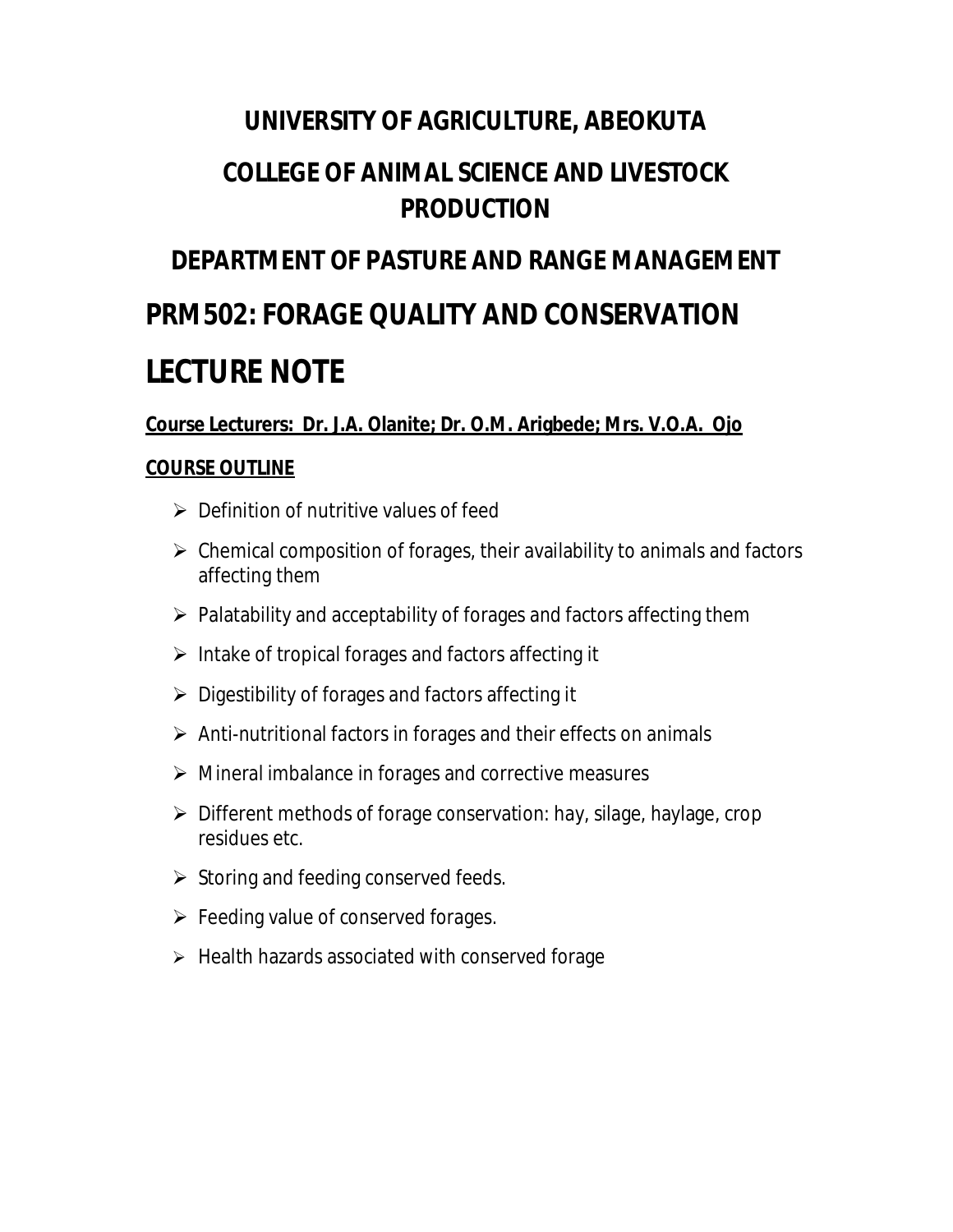# UNIVERSITY OF AGRICULTURE, ABEOKUTA

## COLLEGE OF ANIMAL SCIENCE AND LIVESTOCK PRODUCTION

## DEPARTMENT OF PASTURE AND RANGE MANAGEMENT

# PRM 502: FORAGE QUALITY AND CONSERVATION

# LECTURE NOTE

**Course Lecturers: Dr. J.A. Olanite; Dr. O.M. Arigbede; Mrs. V.O.A. Ojo**

**COURSE OUTLINE**

- Definition of nutritive values of feed
- Chemical composition of forages, their availability to animals and factors affecting them
- Palatability and acceptability of forages and factors affecting them
- Intake of tropical forages and factors affecting it
- Digestibility of forages and factors affecting it
- Anti-nutritional factors in forages and their effects on animals
- Mineral imbalance in forages and corrective measures
- Different methods of forage conservation: hay, silage, haylage, crop residues etc.
- Storing and feeding conserved feeds.
- Feeding value of conserved forages.
- Health hazards associated with conserved forage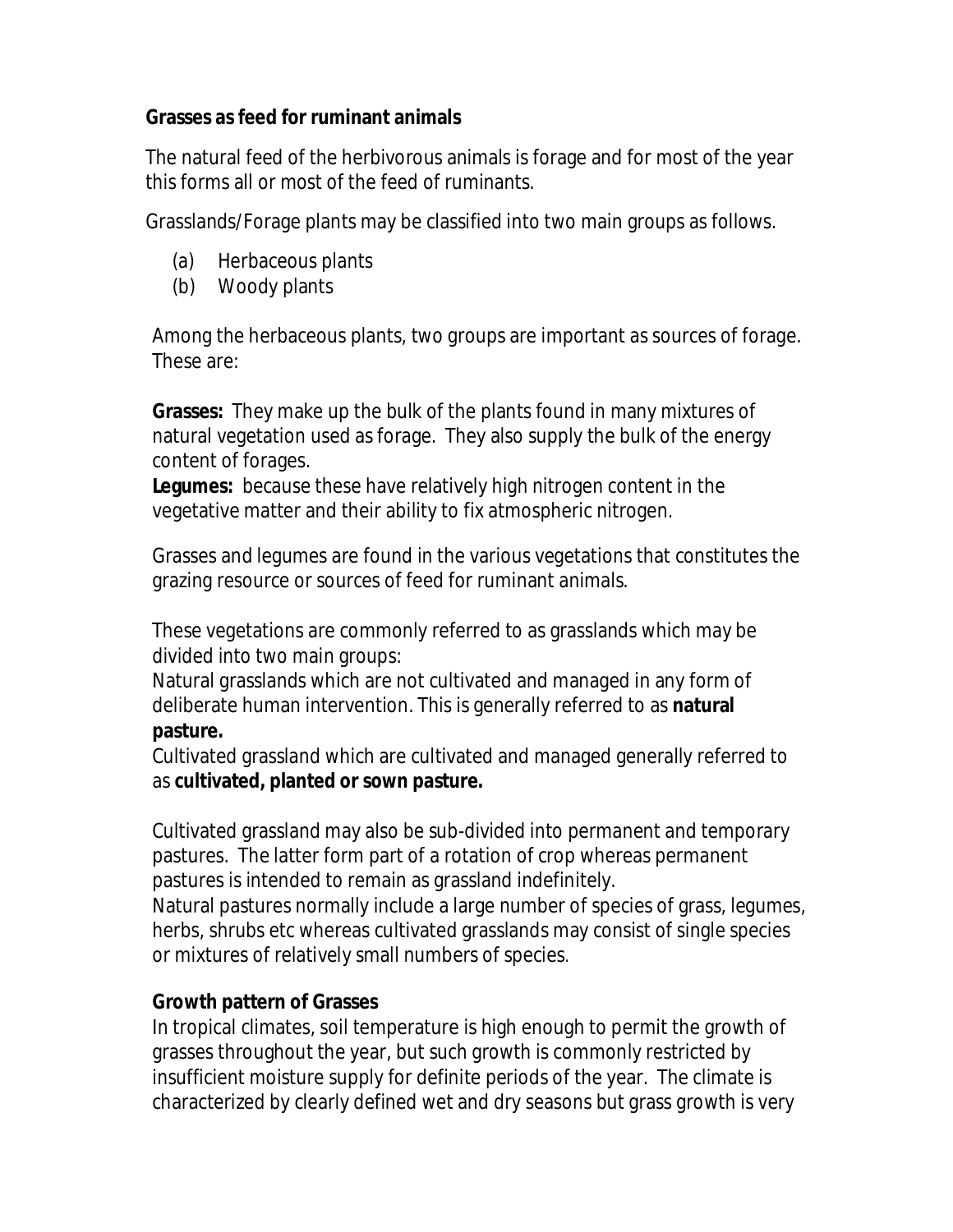**Grasses as feed for ruminant animals**

The natural feed of the herbivorous animals is forage and for most of the year this forms all or most of the feed of ruminants.

Grasslands/Forage plants may be classified into two main groups as follows.

(a) Herbaceous plants
(b) Woody plants

Among the herbaceous plants, two groups are important as sources of forage. These are:

**Grasses:** They make up the bulk of the plants found in many mixtures of natural vegetation used as forage. They also supply the bulk of the energy content of forages.
**Legumes:** because these have relatively high nitrogen content in the vegetative matter and their ability to fix atmospheric nitrogen.

Grasses and legumes are found in the various vegetations that constitutes the grazing resource or sources of feed for ruminant animals.

These vegetations are commonly referred to as grasslands which may be divided into two main groups:
Natural grasslands which are not cultivated and managed in any form of deliberate human intervention. This is generally referred to as **natural pasture.**
Cultivated grassland which are cultivated and managed generally referred to as **cultivated, planted or sown pasture.**

Cultivated grassland may also be sub-divided into permanent and temporary pastures. The latter form part of a rotation of crop whereas permanent pastures is intended to remain as grassland indefinitely.
Natural pastures normally include a large number of species of grass, legumes, herbs, shrubs etc whereas cultivated grasslands may consist of single species or mixtures of relatively small numbers of species.

**Growth pattern of Grasses**
In tropical climates, soil temperature is high enough to permit the growth of grasses throughout the year, but such growth is commonly restricted by insufficient moisture supply for definite periods of the year. The climate is characterized by clearly defined wet and dry seasons but grass growth is very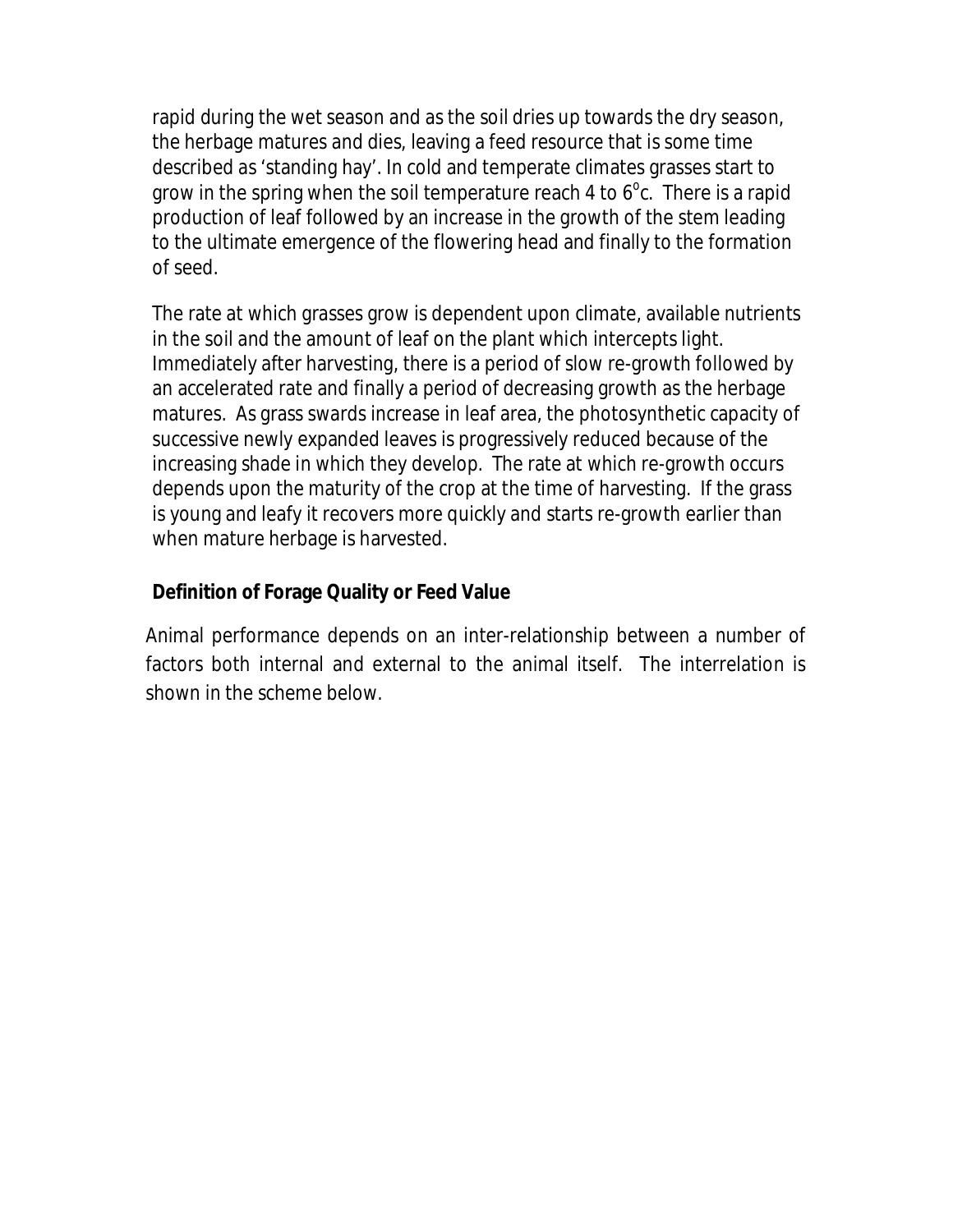rapid during the wet season and as the soil dries up towards the dry season, the herbage matures and dies, leaving a feed resource that is some time described as 'standing hay'. In cold and temperate climates grasses start to grow in the spring when the soil temperature reach 4 to 6$^{o}$c. There is a rapid production of leaf followed by an increase in the growth of the stem leading to the ultimate emergence of the flowering head and finally to the formation of seed.

The rate at which grasses grow is dependent upon climate, available nutrients in the soil and the amount of leaf on the plant which intercepts light. Immediately after harvesting, there is a period of slow re-growth followed by an accelerated rate and finally a period of decreasing growth as the herbage matures. As grass swards increase in leaf area, the photosynthetic capacity of successive newly expanded leaves is progressively reduced because of the increasing shade in which they develop. The rate at which re-growth occurs depends upon the maturity of the crop at the time of harvesting. If the grass is young and leafy it recovers more quickly and starts re-growth earlier than when mature herbage is harvested.

**Definition of Forage Quality or Feed Value**

Animal performance depends on an inter-relationship between a number of factors both internal and external to the animal itself. The interrelation is shown in the scheme below.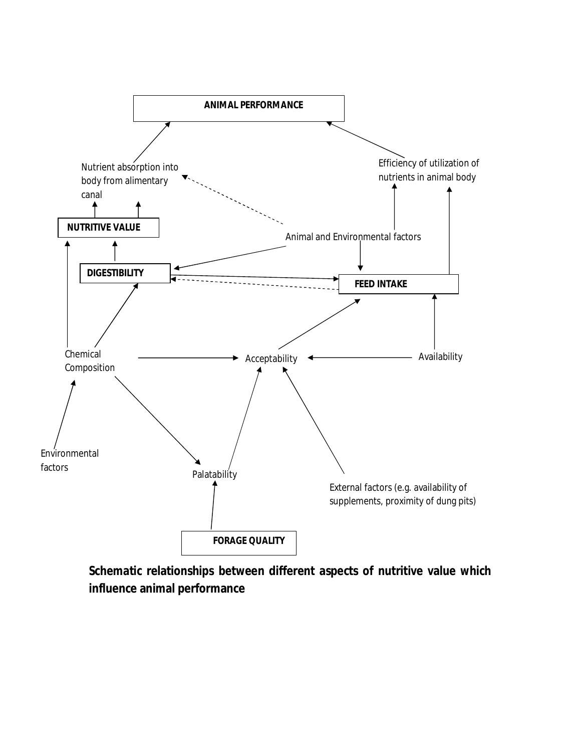**ANIMAL PERFORMANCE**

Nutrient absorption into body from alimentary canal

Efficiency of utilization of nutrients in animal body

**NUTRITIVE VALUE**

Animal and Environmental factors

**DIGESTIBILITY**

**FEED INTAKE**

Chemical Composition

Acceptability

Availability

Environmental factors

Palatability

External factors (e.g. availability of supplements, proximity of dung pits)

**FORAGE QUALITY**

**Schematic relationships between different aspects of nutritive value which influence animal performance**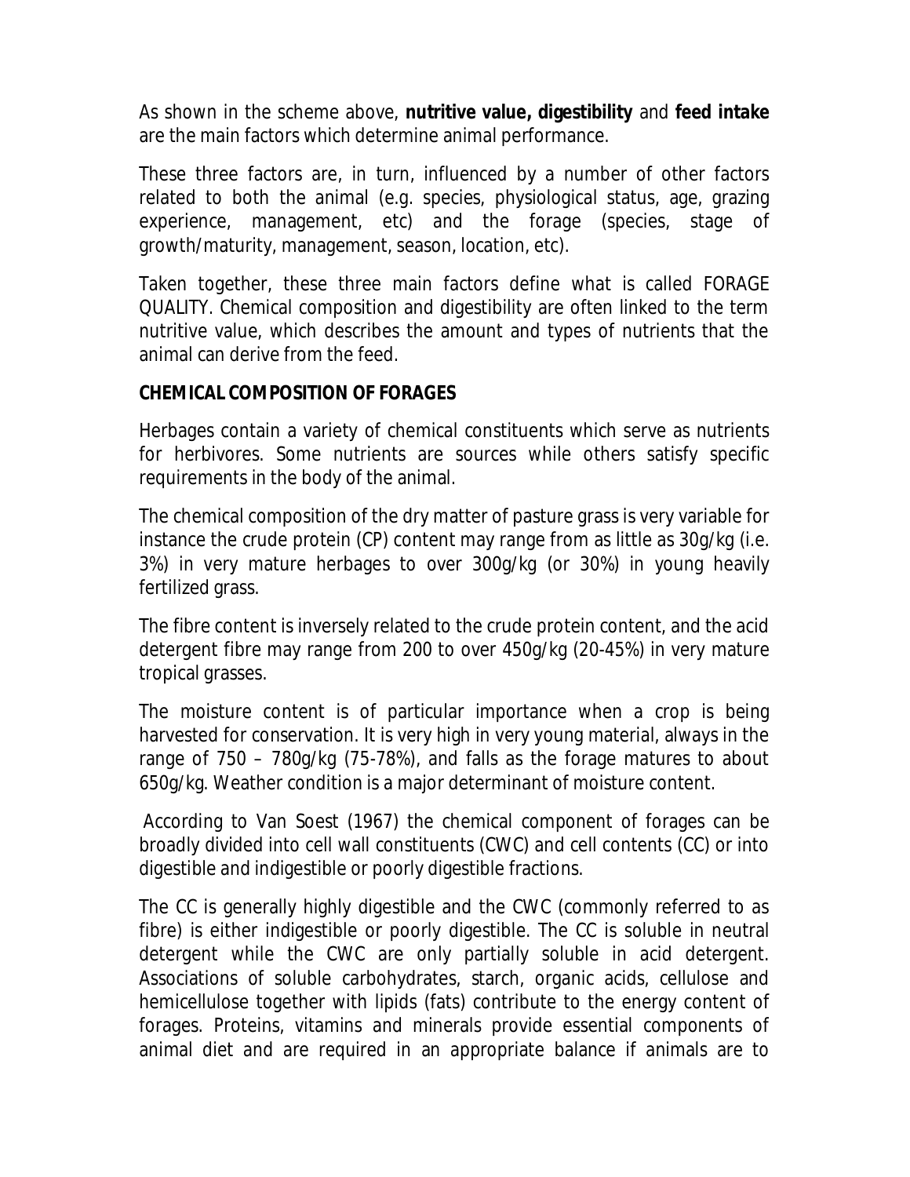As shown in the scheme above, **nutritive value, digestibility** and **feed intake** are the main factors which determine animal performance.

These three factors are, in turn, influenced by a number of other factors related to both the animal (e.g. species, physiological status, age, grazing experience, management, etc) and the forage (species, stage of growth/maturity, management, season, location, etc).

Taken together, these three main factors define what is called FORAGE QUALITY. Chemical composition and digestibility are often linked to the term nutritive value, which describes the amount and types of nutrients that the animal can derive from the feed.

**CHEMICAL COMPOSITION OF FORAGES**

Herbages contain a variety of chemical constituents which serve as nutrients for herbivores. Some nutrients are sources while others satisfy specific requirements in the body of the animal.

The chemical composition of the dry matter of pasture grass is very variable for instance the crude protein (CP) content may range from as little as 30g/kg (i.e. 3%) in very mature herbages to over 300g/kg (or 30%) in young heavily fertilized grass.

The fibre content is inversely related to the crude protein content, and the acid detergent fibre may range from 200 to over 450g/kg (20-45%) in very mature tropical grasses.

The moisture content is of particular importance when a crop is being harvested for conservation. It is very high in very young material, always in the range of 750 – 780g/kg (75-78%), and falls as the forage matures to about 650g/kg. Weather condition is a major determinant of moisture content.

According to Van Soest (1967) the chemical component of forages can be broadly divided into cell wall constituents (CWC) and cell contents (CC) or into digestible and indigestible or poorly digestible fractions.

The CC is generally highly digestible and the CWC (commonly referred to as fibre) is either indigestible or poorly digestible. The CC is soluble in neutral detergent while the CWC are only partially soluble in acid detergent. Associations of soluble carbohydrates, starch, organic acids, cellulose and hemicellulose together with lipids (fats) contribute to the energy content of forages. Proteins, vitamins and minerals provide essential components of animal diet and are required in an appropriate balance if animals are to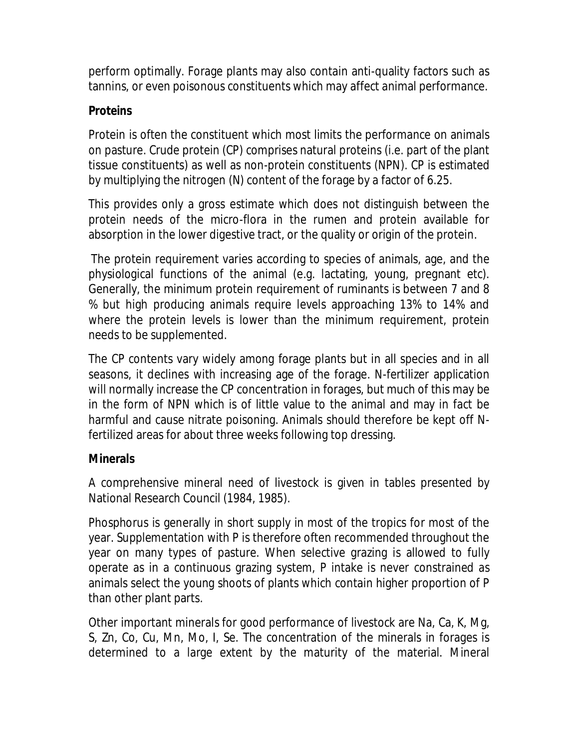perform optimally. Forage plants may also contain anti-quality factors such as tannins, or even poisonous constituents which may affect animal performance.

**Proteins**

Protein is often the constituent which most limits the performance on animals on pasture. Crude protein (CP) comprises natural proteins (i.e. part of the plant tissue constituents) as well as non-protein constituents (NPN). CP is estimated by multiplying the nitrogen (N) content of the forage by a factor of 6.25.

This provides only a gross estimate which does not distinguish between the protein needs of the micro-flora in the rumen and protein available for absorption in the lower digestive tract, or the quality or origin of the protein.

The protein requirement varies according to species of animals, age, and the physiological functions of the animal (e.g. lactating, young, pregnant etc). Generally, the minimum protein requirement of ruminants is between 7 and 8 % but high producing animals require levels approaching 13% to 14% and where the protein levels is lower than the minimum requirement, protein needs to be supplemented.

The CP contents vary widely among forage plants but in all species and in all seasons, it declines with increasing age of the forage. N-fertilizer application will normally increase the CP concentration in forages, but much of this may be in the form of NPN which is of little value to the animal and may in fact be harmful and cause nitrate poisoning. Animals should therefore be kept off N-fertilized areas for about three weeks following top dressing.

**Minerals**

A comprehensive mineral need of livestock is given in tables presented by National Research Council (1984, 1985).

Phosphorus is generally in short supply in most of the tropics for most of the year. Supplementation with P is therefore often recommended throughout the year on many types of pasture. When selective grazing is allowed to fully operate as in a continuous grazing system, P intake is never constrained as animals select the young shoots of plants which contain higher proportion of P than other plant parts.

Other important minerals for good performance of livestock are Na, Ca, K, Mg, S, Zn, Co, Cu, Mn, Mo, I, Se. The concentration of the minerals in forages is determined to a large extent by the maturity of the material. Mineral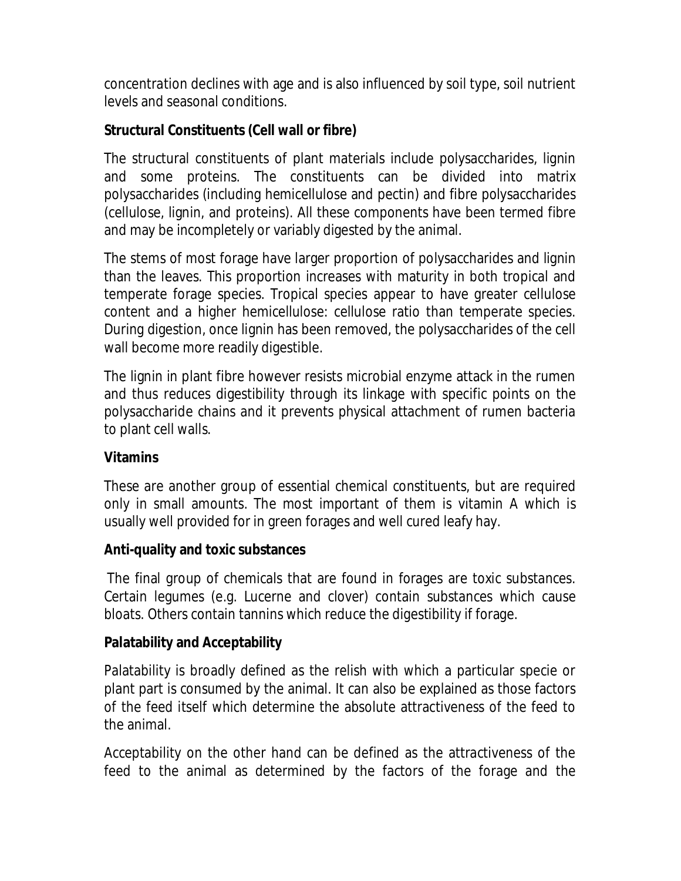concentration declines with age and is also influenced by soil type, soil nutrient levels and seasonal conditions.

**Structural Constituents (Cell wall or fibre)**

The structural constituents of plant materials include polysaccharides, lignin and some proteins. The constituents can be divided into matrix polysaccharides (including hemicellulose and pectin) and fibre polysaccharides (cellulose, lignin, and proteins). All these components have been termed fibre and may be incompletely or variably digested by the animal.

The stems of most forage have larger proportion of polysaccharides and lignin than the leaves. This proportion increases with maturity in both tropical and temperate forage species. Tropical species appear to have greater cellulose content and a higher hemicellulose: cellulose ratio than temperate species. During digestion, once lignin has been removed, the polysaccharides of the cell wall become more readily digestible.

The lignin in plant fibre however resists microbial enzyme attack in the rumen and thus reduces digestibility through its linkage with specific points on the polysaccharide chains and it prevents physical attachment of rumen bacteria to plant cell walls.

**Vitamins**

These are another group of essential chemical constituents, but are required only in small amounts. The most important of them is vitamin A which is usually well provided for in green forages and well cured leafy hay.

**Anti-quality and toxic substances**

The final group of chemicals that are found in forages are toxic substances. Certain legumes (e.g. Lucerne and clover) contain substances which cause bloats. Others contain tannins which reduce the digestibility if forage.

**Palatability and Acceptability**

Palatability is broadly defined as the relish with which a particular specie or plant part is consumed by the animal. It can also be explained as those factors of the feed itself which determine the absolute attractiveness of the feed to the animal.

Acceptability on the other hand can be defined as the attractiveness of the feed to the animal as determined by the factors of the forage and the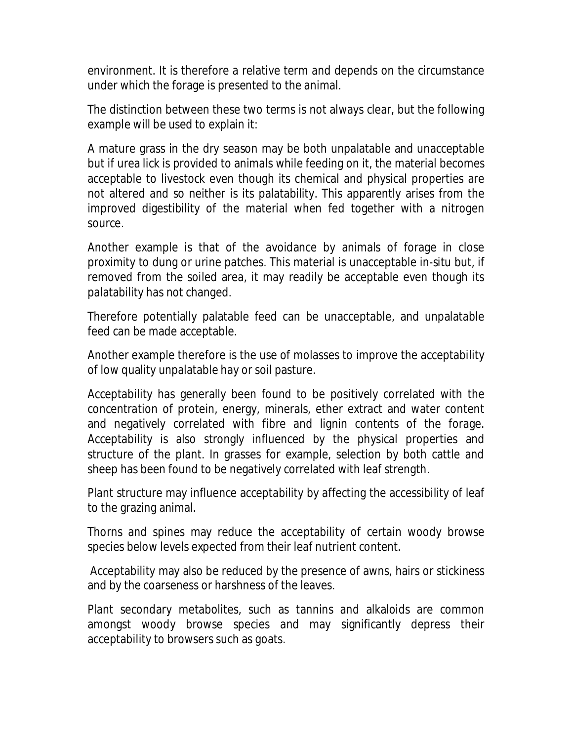environment. It is therefore a relative term and depends on the circumstance under which the forage is presented to the animal.

The distinction between these two terms is not always clear, but the following example will be used to explain it:

A mature grass in the dry season may be both unpalatable and unacceptable but if urea lick is provided to animals while feeding on it, the material becomes acceptable to livestock even though its chemical and physical properties are not altered and so neither is its palatability. This apparently arises from the improved digestibility of the material when fed together with a nitrogen source.

Another example is that of the avoidance by animals of forage in close proximity to dung or urine patches. This material is unacceptable in-situ but, if removed from the soiled area, it may readily be acceptable even though its palatability has not changed.

Therefore potentially palatable feed can be unacceptable, and unpalatable feed can be made acceptable.

Another example therefore is the use of molasses to improve the acceptability of low quality unpalatable hay or soil pasture.

Acceptability has generally been found to be positively correlated with the concentration of protein, energy, minerals, ether extract and water content and negatively correlated with fibre and lignin contents of the forage. Acceptability is also strongly influenced by the physical properties and structure of the plant. In grasses for example, selection by both cattle and sheep has been found to be negatively correlated with leaf strength.

Plant structure may influence acceptability by affecting the accessibility of leaf to the grazing animal.

Thorns and spines may reduce the acceptability of certain woody browse species below levels expected from their leaf nutrient content.

Acceptability may also be reduced by the presence of awns, hairs or stickiness and by the coarseness or harshness of the leaves.

Plant secondary metabolites, such as tannins and alkaloids are common amongst woody browse species and may significantly depress their acceptability to browsers such as goats.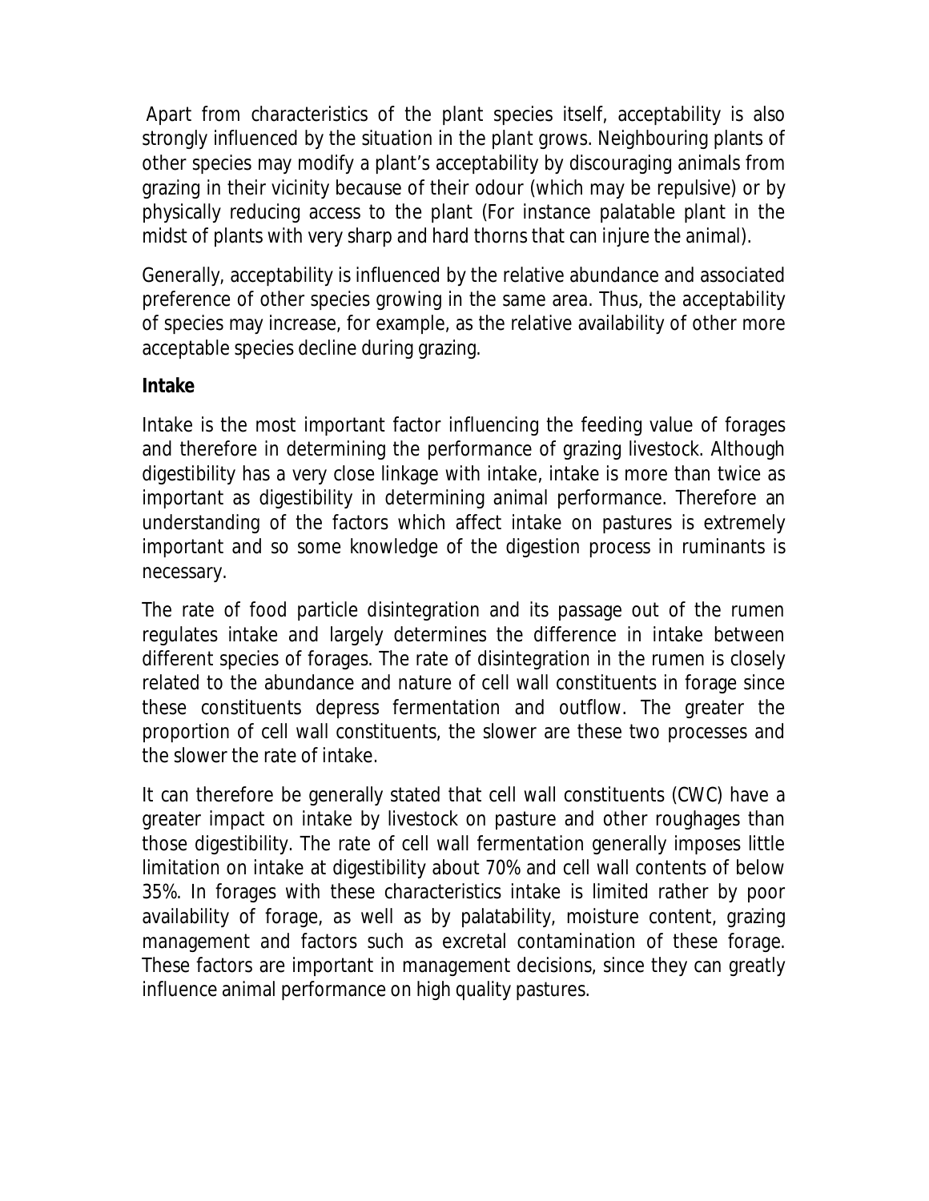Apart from characteristics of the plant species itself, acceptability is also strongly influenced by the situation in the plant grows. Neighbouring plants of other species may modify a plant's acceptability by discouraging animals from grazing in their vicinity because of their odour (which may be repulsive) or by physically reducing access to the plant (For instance palatable plant in the midst of plants with very sharp and hard thorns that can injure the animal).

Generally, acceptability is influenced by the relative abundance and associated preference of other species growing in the same area. Thus, the acceptability of species may increase, for example, as the relative availability of other more acceptable species decline during grazing.

**Intake**

Intake is the most important factor influencing the feeding value of forages and therefore in determining the performance of grazing livestock. Although digestibility has a very close linkage with intake, intake is more than twice as important as digestibility in determining animal performance. Therefore an understanding of the factors which affect intake on pastures is extremely important and so some knowledge of the digestion process in ruminants is necessary.

The rate of food particle disintegration and its passage out of the rumen regulates intake and largely determines the difference in intake between different species of forages. The rate of disintegration in the rumen is closely related to the abundance and nature of cell wall constituents in forage since these constituents depress fermentation and outflow. The greater the proportion of cell wall constituents, the slower are these two processes and the slower the rate of intake.

It can therefore be generally stated that cell wall constituents (CWC) have a greater impact on intake by livestock on pasture and other roughages than those digestibility. The rate of cell wall fermentation generally imposes little limitation on intake at digestibility about 70% and cell wall contents of below 35%. In forages with these characteristics intake is limited rather by poor availability of forage, as well as by palatability, moisture content, grazing management and factors such as excretal contamination of these forage. These factors are important in management decisions, since they can greatly influence animal performance on high quality pastures.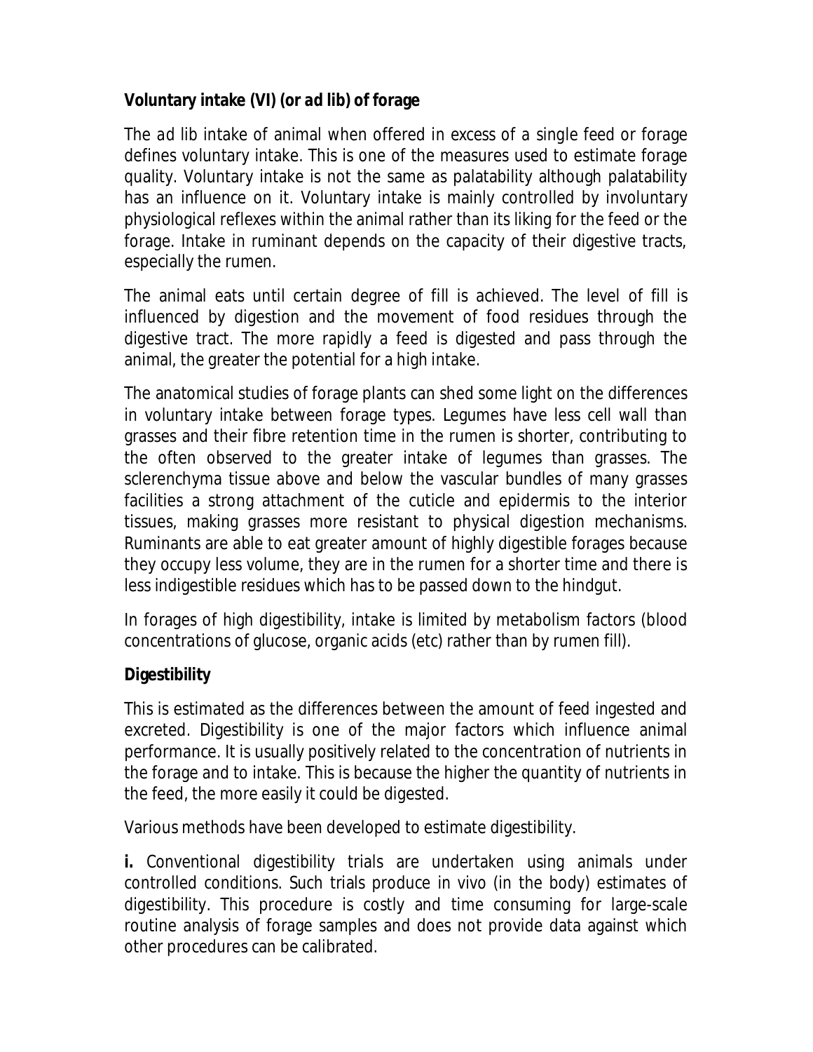**Voluntary intake (VI) (or *ad lib*) of forage**

The *ad lib* intake of animal when offered in excess of a single feed or forage defines voluntary intake. This is one of the measures used to estimate forage quality. Voluntary intake is not the same as palatability although palatability has an influence on it. Voluntary intake is mainly controlled by involuntary physiological reflexes within the animal rather than its liking for the feed or the forage. Intake in ruminant depends on the capacity of their digestive tracts, especially the rumen.

The animal eats until certain degree of fill is achieved. The level of fill is influenced by digestion and the movement of food residues through the digestive tract. The more rapidly a feed is digested and pass through the animal, the greater the potential for a high intake.

The anatomical studies of forage plants can shed some light on the differences in voluntary intake between forage types. Legumes have less cell wall than grasses and their fibre retention time in the rumen is shorter, contributing to the often observed to the greater intake of legumes than grasses. The sclerenchyma tissue above and below the vascular bundles of many grasses facilities a strong attachment of the cuticle and epidermis to the interior tissues, making grasses more resistant to physical digestion mechanisms. Ruminants are able to eat greater amount of highly digestible forages because they occupy less volume, they are in the rumen for a shorter time and there is less indigestible residues which has to be passed down to the hindgut.

In forages of high digestibility, intake is limited by metabolism factors (blood concentrations of glucose, organic acids (etc) rather than by rumen fill).

**Digestibility**

This is estimated as the differences between the amount of feed ingested and excreted. Digestibility is one of the major factors which influence animal performance. It is usually positively related to the concentration of nutrients in the forage and to intake. This is because the higher the quantity of nutrients in the feed, the more easily it could be digested.

Various methods have been developed to estimate digestibility.

**i.** Conventional digestibility trials are undertaken using animals under controlled conditions. Such trials produce in vivo (in the body) estimates of digestibility. This procedure is costly and time consuming for large-scale routine analysis of forage samples and does not provide data against which other procedures can be calibrated.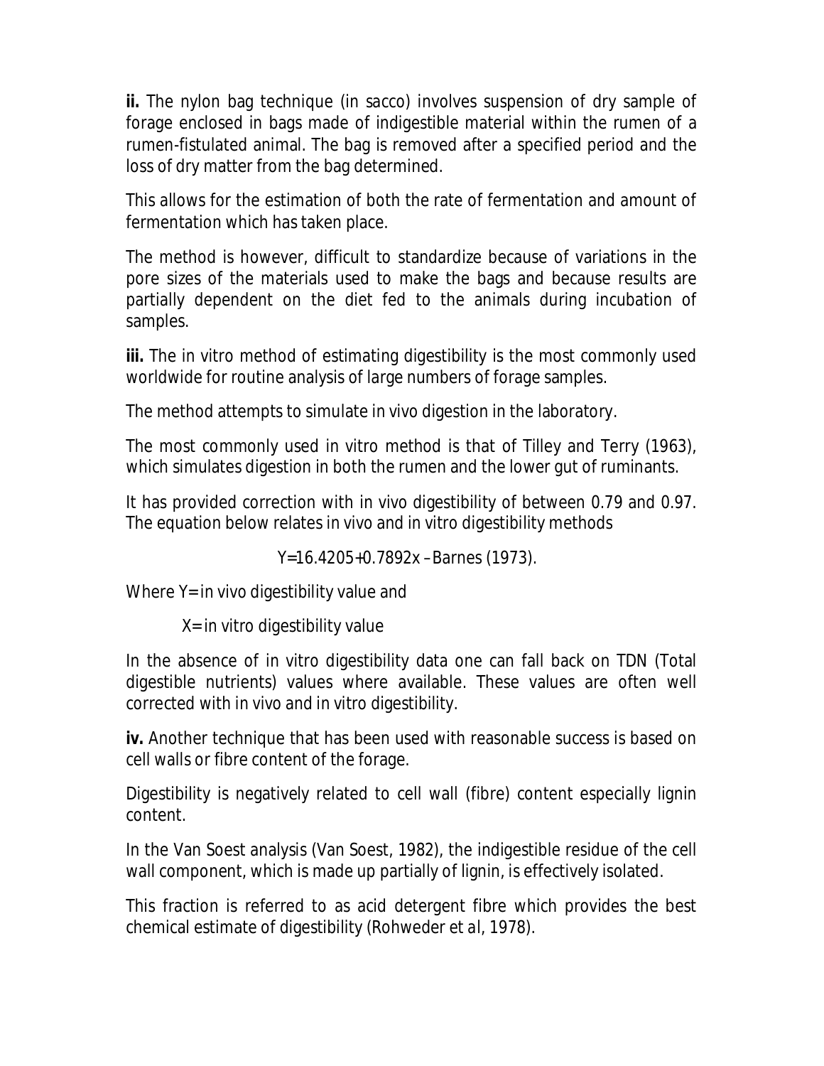**ii.** The nylon bag technique (*in sacco*) involves suspension of dry sample of forage enclosed in bags made of indigestible material within the rumen of a rumen-fistulated animal. The bag is removed after a specified period and the loss of dry matter from the bag determined.

This allows for the estimation of both the rate of fermentation and amount of fermentation which has taken place.

The method is however, difficult to standardize because of variations in the pore sizes of the materials used to make the bags and because results are partially dependent on the diet fed to the animals during incubation of samples.

**iii.** The in vitro method of estimating digestibility is the most commonly used worldwide for routine analysis of large numbers of forage samples.

The method attempts to simulate in vivo digestion in the laboratory.

The most commonly used in vitro method is that of Tilley and Terry (1963), which simulates digestion in both the rumen and the lower gut of ruminants.

It has provided correction with in vivo digestibility of between 0.79 and 0.97. The equation below relates in vivo and in vitro digestibility methods

$$Y=16.4205+0.7892x$$ – Barnes (1973).

Where Y= in vivo digestibility value and

X= in vitro digestibility value

In the absence of in vitro digestibility data one can fall back on TDN (Total digestible nutrients) values where available. These values are often well corrected with in vivo and in vitro digestibility.

**iv.** Another technique that has been used with reasonable success is based on cell walls or fibre content of the forage.

Digestibility is negatively related to cell wall (fibre) content especially lignin content.

In the Van Soest analysis (Van Soest, 1982), the indigestible residue of the cell wall component, which is made up partially of lignin, is effectively isolated.

This fraction is referred to as acid detergent fibre which provides the best chemical estimate of digestibility (Rohweder *et al*, 1978).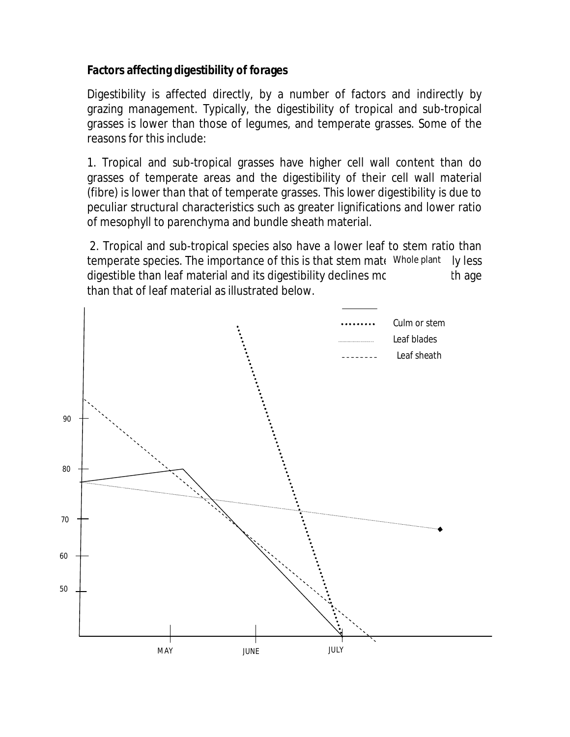**Factors affecting digestibility of forages**

Digestibility is affected directly, by a number of factors and indirectly by grazing management. Typically, the digestibility of tropical and sub-tropical grasses is lower than those of legumes, and temperate grasses. Some of the reasons for this include:

1. Tropical and sub-tropical grasses have higher cell wall content than do grasses of temperate areas and the digestibility of their cell wall material (fibre) is lower than that of temperate grasses. This lower digestibility is due to peculiar structural characteristics such as greater lignifications and lower ratio of mesophyll to parenchyma and bundle sheath material.

2. Tropical and sub-tropical species also have a lower leaf to stem ratio than temperate species. The importance of this is that stem mate ly less digestible than leaf material and its digestibility declines mo th age than that of leaf material as illustrated below.

Whole plant

Culm or stem

Leaf blades

Leaf sheath

90

80

70

60

50

MAY

JUNE

JULY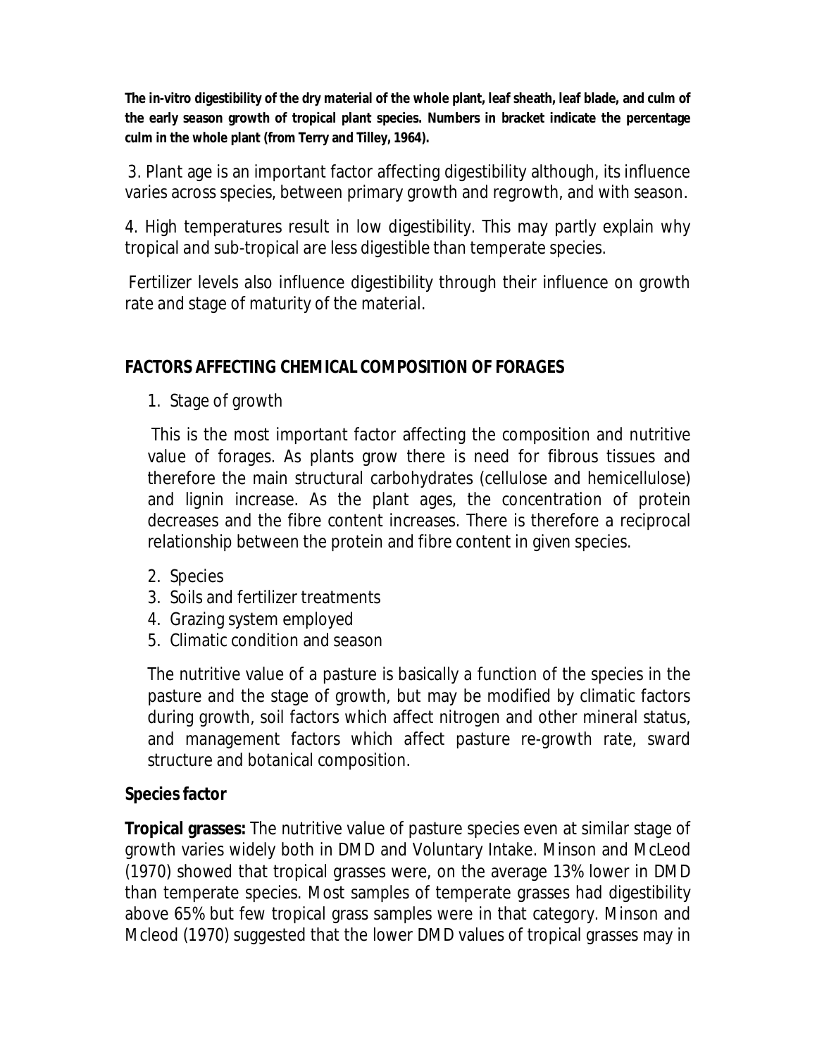**The in-vitro digestibility of the dry material of the whole plant, leaf sheath, leaf blade, and culm of the early season growth of tropical plant species. Numbers in bracket indicate the percentage culm in the whole plant (from Terry and Tilley, 1964).**

3. Plant age is an important factor affecting digestibility although, its influence varies across species, between primary growth and regrowth, and with season.

4. High temperatures result in low digestibility. This may partly explain why tropical and sub-tropical are less digestible than temperate species.

Fertilizer levels also influence digestibility through their influence on growth rate and stage of maturity of the material.

## FACTORS AFFECTING CHEMICAL COMPOSITION OF FORAGES

1. Stage of growth

   This is the most important factor affecting the composition and nutritive value of forages. As plants grow there is need for fibrous tissues and therefore the main structural carbohydrates (cellulose and hemicellulose) and lignin increase. As the plant ages, the concentration of protein decreases and the fibre content increases. There is therefore a reciprocal relationship between the protein and fibre content in given species.

2. Species
3. Soils and fertilizer treatments
4. Grazing system employed
5. Climatic condition and season

   The nutritive value of a pasture is basically a function of the species in the pasture and the stage of growth, but may be modified by climatic factors during growth, soil factors which affect nitrogen and other mineral status, and management factors which affect pasture re-growth rate, sward structure and botanical composition.

### Species factor

**Tropical grasses:** The nutritive value of pasture species even at similar stage of growth varies widely both in DMD and Voluntary Intake. Minson and McLeod (1970) showed that tropical grasses were, on the average 13% lower in DMD than temperate species. Most samples of temperate grasses had digestibility above 65% but few tropical grass samples were in that category. Minson and Mcleod (1970) suggested that the lower DMD values of tropical grasses may in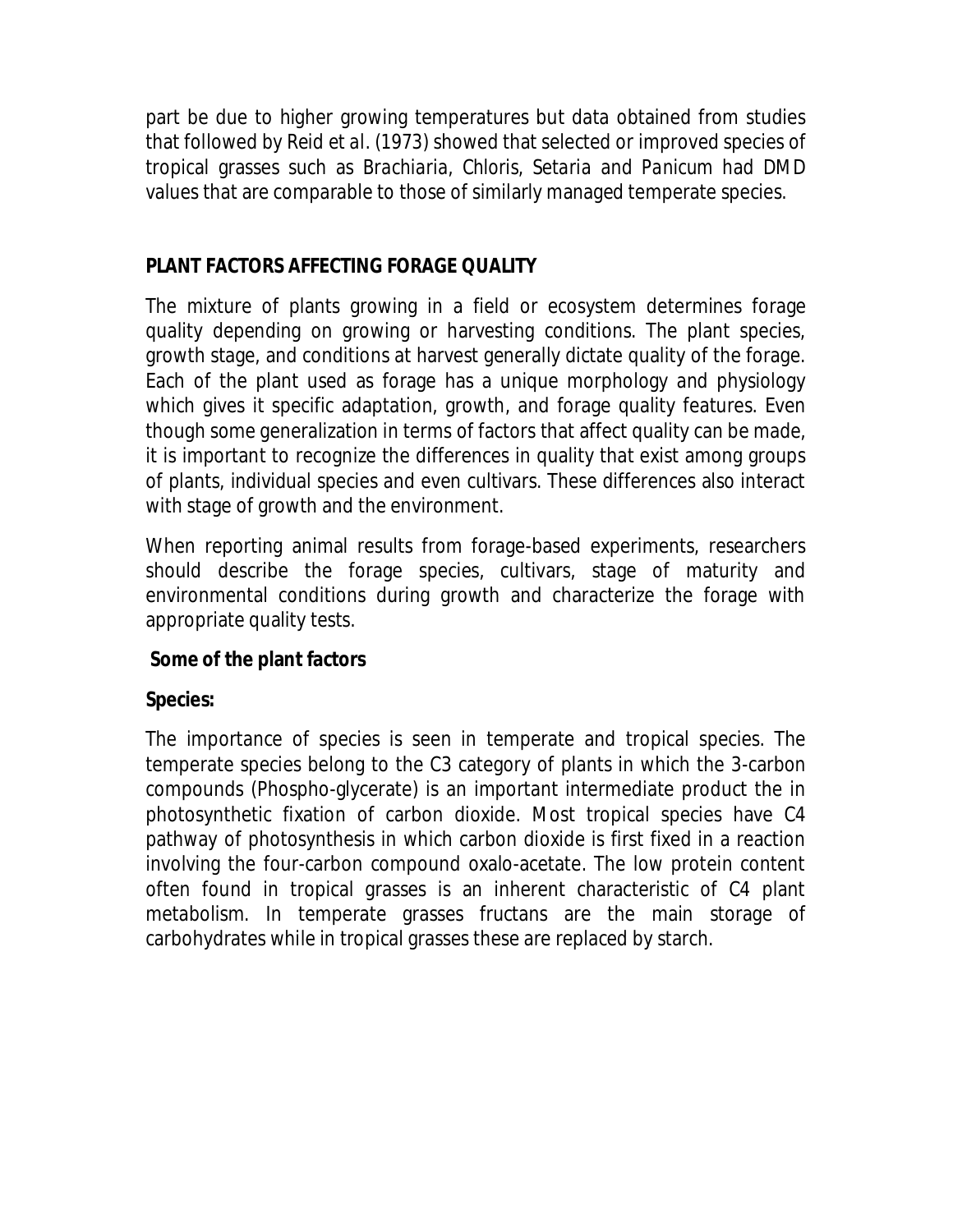part be due to higher growing temperatures but data obtained from studies that followed by Reid *et al.* (1973) showed that selected or improved species of tropical grasses such as *Brachiaria*, *Chloris*, *Setaria* and *Panicum* had DMD values that are comparable to those of similarly managed temperate species.

## PLANT FACTORS AFFECTING FORAGE QUALITY

The mixture of plants growing in a field or ecosystem determines forage quality depending on growing or harvesting conditions. The plant species, growth stage, and conditions at harvest generally dictate quality of the forage. Each of the plant used as forage has a unique morphology and physiology which gives it specific adaptation, growth, and forage quality features. Even though some generalization in terms of factors that affect quality can be made, it is important to recognize the differences in quality that exist among groups of plants, individual species and even cultivars. These differences also interact with stage of growth and the environment.

When reporting animal results from forage-based experiments, researchers should describe the forage species, cultivars, stage of maturity and environmental conditions during growth and characterize the forage with appropriate quality tests.

### Some of the plant factors

**Species:**

The importance of species is seen in temperate and tropical species. The temperate species belong to the C3 category of plants in which the 3-carbon compounds (Phospho-glycerate) is an important intermediate product the in photosynthetic fixation of carbon dioxide. Most tropical species have C4 pathway of photosynthesis in which carbon dioxide is first fixed in a reaction involving the four-carbon compound oxalo-acetate. The low protein content often found in tropical grasses is an inherent characteristic of C4 plant metabolism. In temperate grasses fructans are the main storage of carbohydrates while in tropical grasses these are replaced by starch.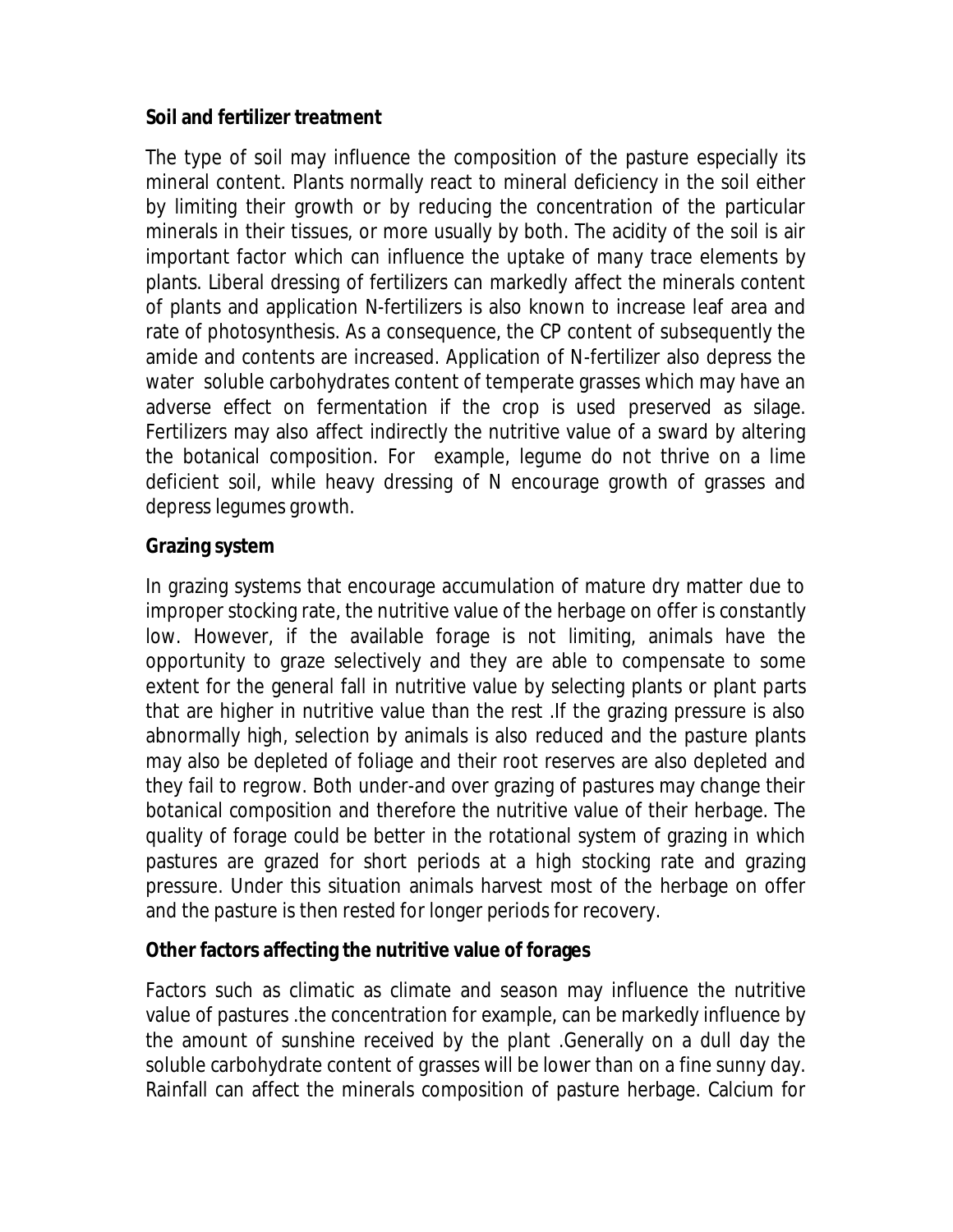**Soil and fertilizer treatment**

The type of soil may influence the composition of the pasture especially its mineral content. Plants normally react to mineral deficiency in the soil either by limiting their growth or by reducing the concentration of the particular minerals in their tissues, or more usually by both. The acidity of the soil is air important factor which can influence the uptake of many trace elements by plants. Liberal dressing of fertilizers can markedly affect the minerals content of plants and application N-fertilizers is also known to increase leaf area and rate of photosynthesis. As a consequence, the CP content of subsequently the amide and contents are increased. Application of N-fertilizer also depress the water soluble carbohydrates content of temperate grasses which may have an adverse effect on fermentation if the crop is used preserved as silage. Fertilizers may also affect indirectly the nutritive value of a sward by altering the botanical composition. For example, legume do not thrive on a lime deficient soil, while heavy dressing of N encourage growth of grasses and depress legumes growth.

**Grazing system**

In grazing systems that encourage accumulation of mature dry matter due to improper stocking rate, the nutritive value of the herbage on offer is constantly low. However, if the available forage is not limiting, animals have the opportunity to graze selectively and they are able to compensate to some extent for the general fall in nutritive value by selecting plants or plant parts that are higher in nutritive value than the rest .If the grazing pressure is also abnormally high, selection by animals is also reduced and the pasture plants may also be depleted of foliage and their root reserves are also depleted and they fail to regrow. Both under-and over grazing of pastures may change their botanical composition and therefore the nutritive value of their herbage. The quality of forage could be better in the rotational system of grazing in which pastures are grazed for short periods at a high stocking rate and grazing pressure. Under this situation animals harvest most of the herbage on offer and the pasture is then rested for longer periods for recovery.

**Other factors affecting the nutritive value of forages**

Factors such as climatic as climate and season may influence the nutritive value of pastures .the concentration for example, can be markedly influence by the amount of sunshine received by the plant .Generally on a dull day the soluble carbohydrate content of grasses will be lower than on a fine sunny day. Rainfall can affect the minerals composition of pasture herbage. Calcium for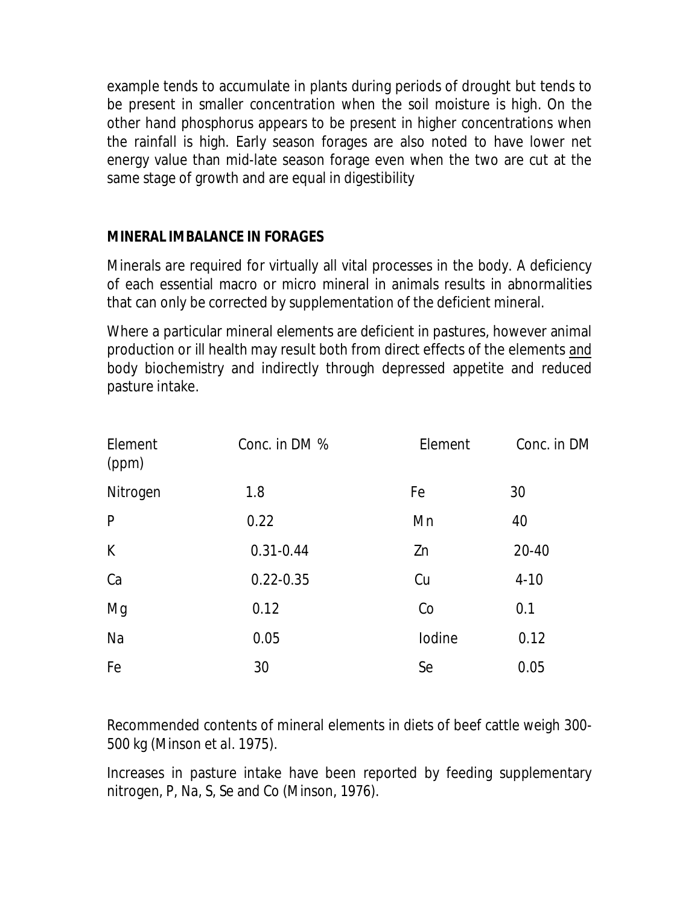example tends to accumulate in plants during periods of drought but tends to be present in smaller concentration when the soil moisture is high. On the other hand phosphorus appears to be present in higher concentrations when the rainfall is high. Early season forages are also noted to have lower net energy value than mid-late season forage even when the two are cut at the same stage of growth and are equal in digestibility

**MINERAL IMBALANCE IN FORAGES**

Minerals are required for virtually all vital processes in the body. A deficiency of each essential macro or micro mineral in animals results in abnormalities that can only be corrected by supplementation of the deficient mineral.

Where a particular mineral elements are deficient in pastures, however animal production or ill health may result both from direct effects of the elements and body biochemistry and indirectly through depressed appetite and reduced pasture intake.

| Element (ppm) | Conc. in DM % | Element | Conc. in DM |
|---|---|---|---|
| Nitrogen | 1.8 | Fe | 30 |
| P | 0.22 | Mn | 40 |
| K | 0.31-0.44 | Zn | 20-40 |
| Ca | 0.22-0.35 | Cu | 4-10 |
| Mg | 0.12 | Co | 0.1 |
| Na | 0.05 | Iodine | 0.12 |
| Fe | 30 | Se | 0.05 |

Recommended contents of mineral elements in diets of beef cattle weigh 300-500 kg (Minson et al. 1975).

Increases in pasture intake have been reported by feeding supplementary nitrogen, P, Na, S, Se and Co (Minson, 1976).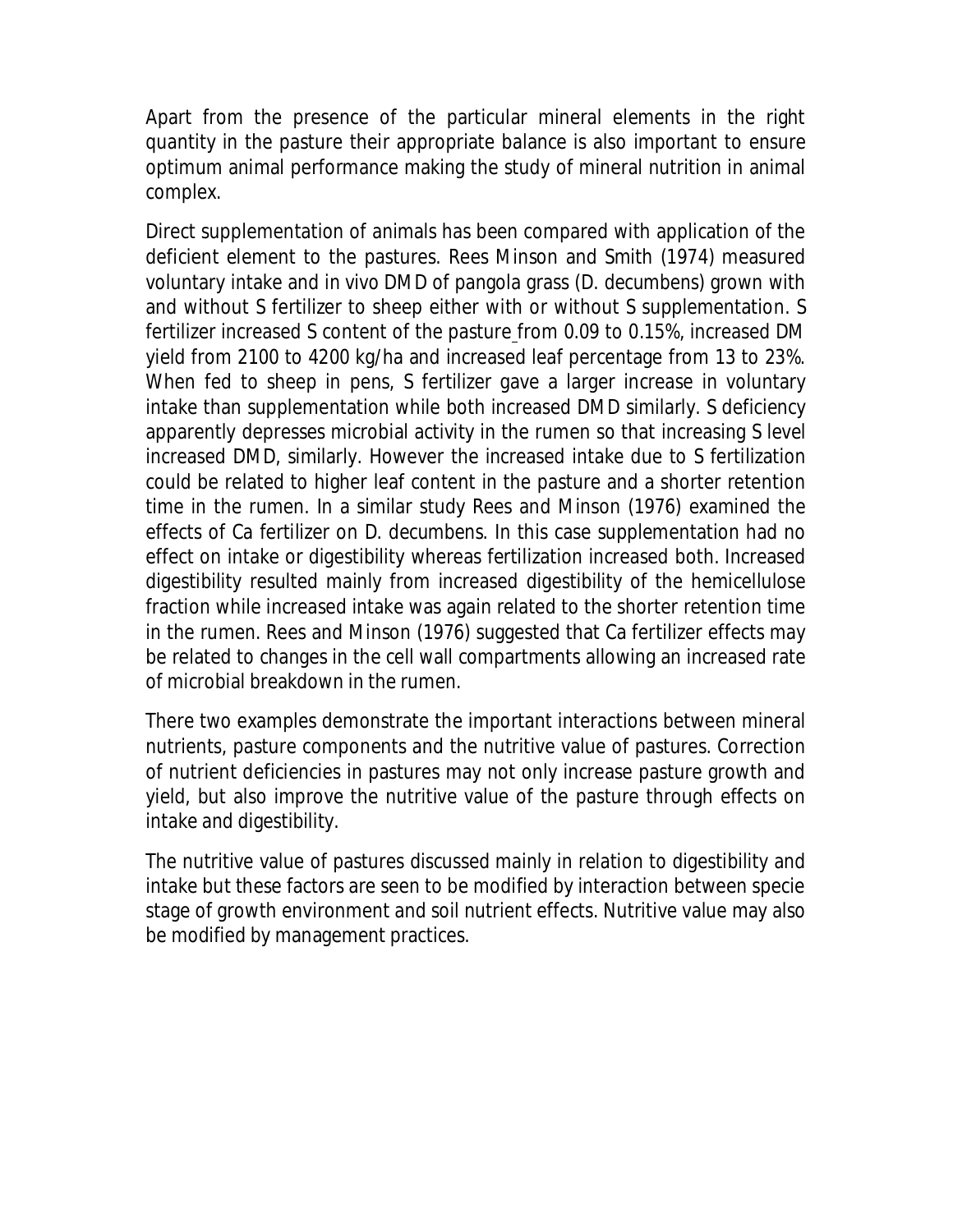Apart from the presence of the particular mineral elements in the right quantity in the pasture their appropriate balance is also important to ensure optimum animal performance making the study of mineral nutrition in animal complex.

Direct supplementation of animals has been compared with application of the deficient element to the pastures. Rees Minson and Smith (1974) measured voluntary intake and in vivo DMD of pangola grass (D. decumbens) grown with and without S fertilizer to sheep either with or without S supplementation. S fertilizer increased S content of the pasture from 0.09 to 0.15%, increased DM yield from 2100 to 4200 kg/ha and increased leaf percentage from 13 to 23%. When fed to sheep in pens, S fertilizer gave a larger increase in voluntary intake than supplementation while both increased DMD similarly. S deficiency apparently depresses microbial activity in the rumen so that increasing S level increased DMD, similarly. However the increased intake due to S fertilization could be related to higher leaf content in the pasture and a shorter retention time in the rumen. In a similar study Rees and Minson (1976) examined the effects of Ca fertilizer on D. decumbens. In this case supplementation had no effect on intake or digestibility whereas fertilization increased both. Increased digestibility resulted mainly from increased digestibility of the hemicellulose fraction while increased intake was again related to the shorter retention time in the rumen. Rees and Minson (1976) suggested that Ca fertilizer effects may be related to changes in the cell wall compartments allowing an increased rate of microbial breakdown in the rumen.

There two examples demonstrate the important interactions between mineral nutrients, pasture components and the nutritive value of pastures. Correction of nutrient deficiencies in pastures may not only increase pasture growth and yield, but also improve the nutritive value of the pasture through effects on intake and digestibility.

The nutritive value of pastures discussed mainly in relation to digestibility and intake but these factors are seen to be modified by interaction between specie stage of growth environment and soil nutrient effects. Nutritive value may also be modified by management practices.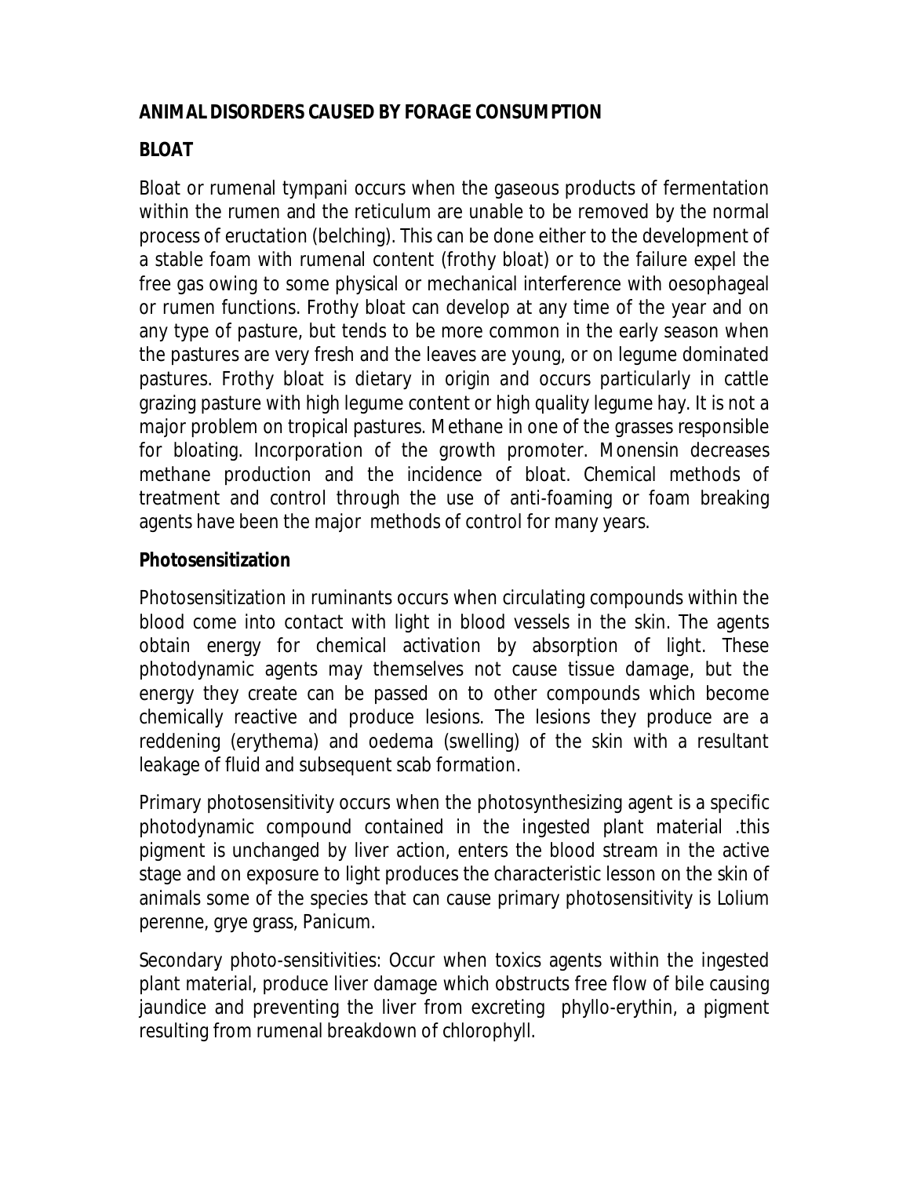**ANIMAL DISORDERS CAUSED BY FORAGE CONSUMPTION**

**BLOAT**

Bloat or rumenal tympani occurs when the gaseous products of fermentation within the rumen and the reticulum are unable to be removed by the normal process of eructation (belching). This can be done either to the development of a stable foam with rumenal content (frothy bloat) or to the failure expel the free gas owing to some physical or mechanical interference with oesophageal or rumen functions. Frothy bloat can develop at any time of the year and on any type of pasture, but tends to be more common in the early season when the pastures are very fresh and the leaves are young, or on legume dominated pastures. Frothy bloat is dietary in origin and occurs particularly in cattle grazing pasture with high legume content or high quality legume hay. It is not a major problem on tropical pastures. Methane in one of the grasses responsible for bloating. Incorporation of the growth promoter. Monensin decreases methane production and the incidence of bloat. Chemical methods of treatment and control through the use of anti-foaming or foam breaking agents have been the major methods of control for many years.

**Photosensitization**

Photosensitization in ruminants occurs when circulating compounds within the blood come into contact with light in blood vessels in the skin. The agents obtain energy for chemical activation by absorption of light. These photodynamic agents may themselves not cause tissue damage, but the energy they create can be passed on to other compounds which become chemically reactive and produce lesions. The lesions they produce are a reddening (erythema) and oedema (swelling) of the skin with a resultant leakage of fluid and subsequent scab formation.

Primary photosensitivity occurs when the photosynthesizing agent is a specific photodynamic compound contained in the ingested plant material .this pigment is unchanged by liver action, enters the blood stream in the active stage and on exposure to light produces the characteristic lesson on the skin of animals some of the species that can cause primary photosensitivity is Lolium perenne, grye grass, Panicum.

Secondary photo-sensitivities: Occur when toxics agents within the ingested plant material, produce liver damage which obstructs free flow of bile causing jaundice and preventing the liver from excreting phyllo-erythin, a pigment resulting from rumenal breakdown of chlorophyll.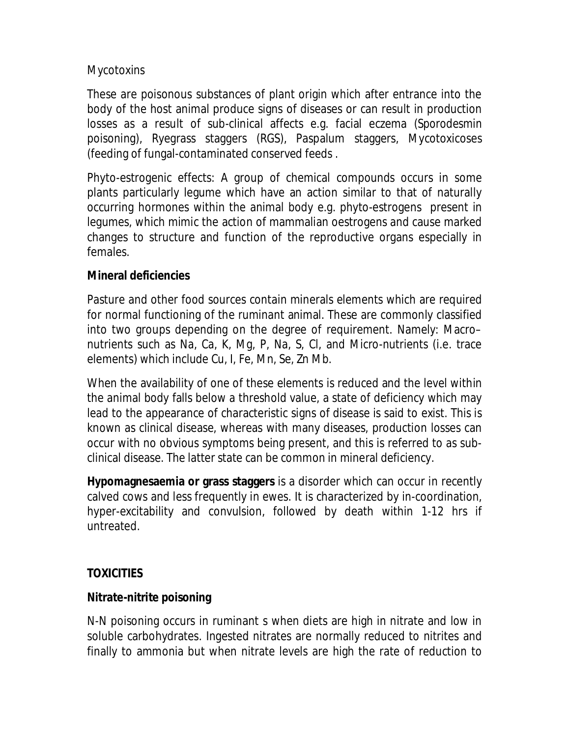Mycotoxins

These are poisonous substances of plant origin which after entrance into the body of the host animal produce signs of diseases or can result in production losses as a result of sub-clinical affects e.g. facial eczema (Sporodesmin poisoning), Ryegrass staggers (RGS), Paspalum staggers, Mycotoxicoses (feeding of fungal-contaminated conserved feeds .

Phyto-estrogenic effects: A group of chemical compounds occurs in some plants particularly legume which have an action similar to that of naturally occurring hormones within the animal body e.g. phyto-estrogens present in legumes, which mimic the action of mammalian oestrogens and cause marked changes to structure and function of the reproductive organs especially in females.

**Mineral deficiencies**

Pasture and other food sources contain minerals elements which are required for normal functioning of the ruminant animal. These are commonly classified into two groups depending on the degree of requirement. Namely: Macro–nutrients such as Na, Ca, K, Mg, P, Na, S, Cl, and Micro-nutrients (i.e. trace elements) which include Cu, I, Fe, Mn, Se, Zn Mb.

When the availability of one of these elements is reduced and the level within the animal body falls below a threshold value, a state of deficiency which may lead to the appearance of characteristic signs of disease is said to exist. This is known as clinical disease, whereas with many diseases, production losses can occur with no obvious symptoms being present, and this is referred to as sub-clinical disease. The latter state can be common in mineral deficiency.

**Hypomagnesaemia or grass staggers** is a disorder which can occur in recently calved cows and less frequently in ewes. It is characterized by in-coordination, hyper-excitability and convulsion, followed by death within 1-12 hrs if untreated.

## TOXICITIES

**Nitrate-nitrite poisoning**

N-N poisoning occurs in ruminant s when diets are high in nitrate and low in soluble carbohydrates. Ingested nitrates are normally reduced to nitrites and finally to ammonia but when nitrate levels are high the rate of reduction to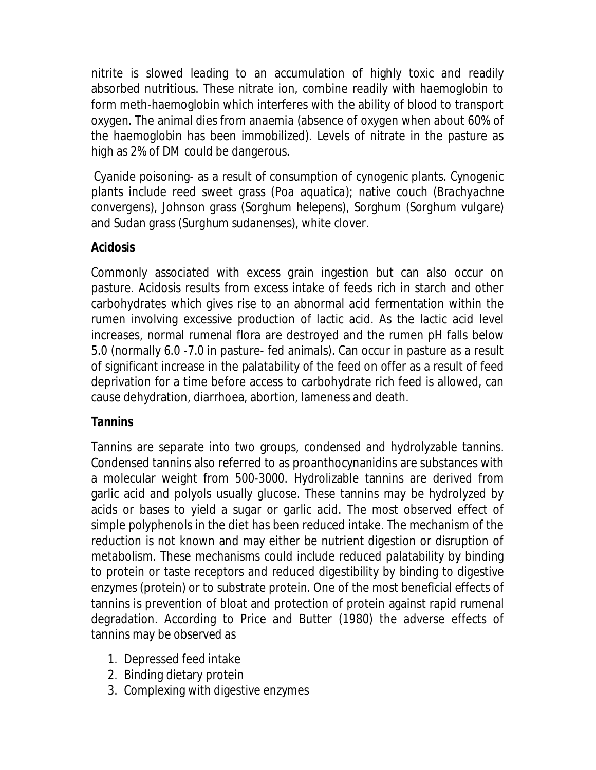nitrite is slowed leading to an accumulation of highly toxic and readily absorbed nutritious. These nitrate ion, combine readily with haemoglobin to form meth-haemoglobin which interferes with the ability of blood to transport oxygen. The animal dies from anaemia (absence of oxygen when about 60% of the haemoglobin has been immobilized). Levels of nitrate in the pasture as high as 2% of DM could be dangerous.

Cyanide poisoning- as a result of consumption of cynogenic plants. Cynogenic plants include reed sweet grass (*Poa aquatica*); native couch (*Brachyachne convergens*), Johnson grass (*Sorghum helepens*), Sorghum (*Sorghum vulgare*) and Sudan grass (*Surghum sudanenses*), white clover.

**Acidosis**

Commonly associated with excess grain ingestion but can also occur on pasture. Acidosis results from excess intake of feeds rich in starch and other carbohydrates which gives rise to an abnormal acid fermentation within the rumen involving excessive production of lactic acid. As the lactic acid level increases, normal rumenal flora are destroyed and the rumen pH falls below 5.0 (normally 6.0 -7.0 in pasture- fed animals). Can occur in pasture as a result of significant increase in the palatability of the feed on offer as a result of feed deprivation for a time before access to carbohydrate rich feed is allowed, can cause dehydration, diarrhoea, abortion, lameness and death.

**Tannins**

Tannins are separate into two groups, condensed and hydrolyzable tannins. Condensed tannins also referred to as proanthocynanidins are substances with a molecular weight from 500-3000. Hydrolizable tannins are derived from garlic acid and polyols usually glucose. These tannins may be hydrolyzed by acids or bases to yield a sugar or garlic acid. The most observed effect of simple polyphenols in the diet has been reduced intake. The mechanism of the reduction is not known and may either be nutrient digestion or disruption of metabolism. These mechanisms could include reduced palatability by binding to protein or taste receptors and reduced digestibility by binding to digestive enzymes (protein) or to substrate protein. One of the most beneficial effects of tannins is prevention of bloat and protection of protein against rapid rumenal degradation. According to Price and Butter (1980) the adverse effects of tannins may be observed as

1. Depressed feed intake
2. Binding dietary protein
3. Complexing with digestive enzymes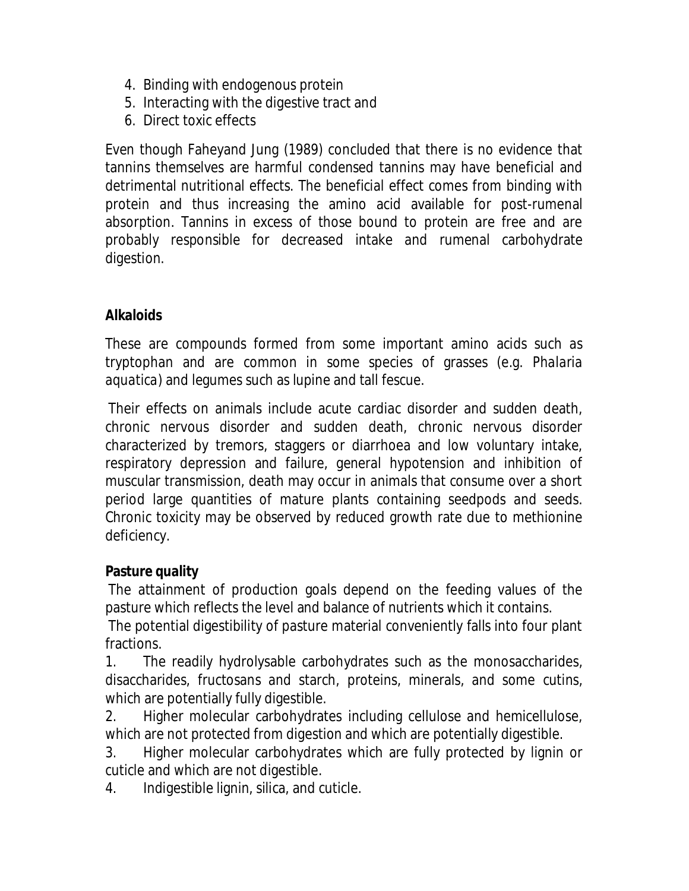4. Binding with endogenous protein
5. Interacting with the digestive tract and
6. Direct toxic effects

Even though Faheyand Jung (1989) concluded that there is no evidence that tannins themselves are harmful condensed tannins may have beneficial and detrimental nutritional effects. The beneficial effect comes from binding with protein and thus increasing the amino acid available for post-rumenal absorption. Tannins in excess of those bound to protein are free and are probably responsible for decreased intake and rumenal carbohydrate digestion.

**Alkaloids**

These are compounds formed from some important amino acids such as tryptophan and are common in some species of grasses (e.g. *Phalaria aquatica*) and legumes such as lupine and tall fescue.

Their effects on animals include acute cardiac disorder and sudden death, chronic nervous disorder and sudden death, chronic nervous disorder characterized by tremors, staggers or diarrhoea and low voluntary intake, respiratory depression and failure, general hypotension and inhibition of muscular transmission, death may occur in animals that consume over a short period large quantities of mature plants containing seedpods and seeds. Chronic toxicity may be observed by reduced growth rate due to methionine deficiency.

**Pasture quality**

The attainment of production goals depend on the feeding values of the pasture which reflects the level and balance of nutrients which it contains.

The potential digestibility of pasture material conveniently falls into four plant fractions.

1. The readily hydrolysable carbohydrates such as the monosaccharides, disaccharides, fructosans and starch, proteins, minerals, and some cutins, which are potentially fully digestible.
2. Higher molecular carbohydrates including cellulose and hemicellulose, which are not protected from digestion and which are potentially digestible.
3. Higher molecular carbohydrates which are fully protected by lignin or cuticle and which are not digestible.
4. Indigestible lignin, silica, and cuticle.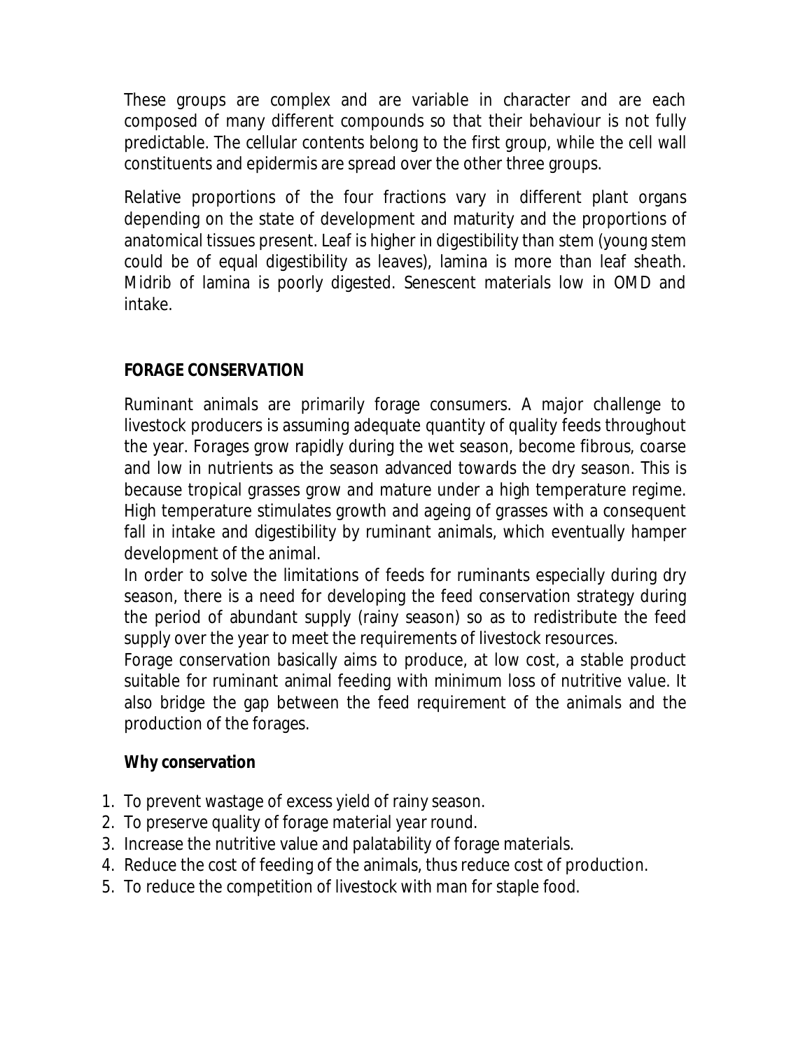These groups are complex and are variable in character and are each composed of many different compounds so that their behaviour is not fully predictable. The cellular contents belong to the first group, while the cell wall constituents and epidermis are spread over the other three groups.

Relative proportions of the four fractions vary in different plant organs depending on the state of development and maturity and the proportions of anatomical tissues present. Leaf is higher in digestibility than stem (young stem could be of equal digestibility as leaves), lamina is more than leaf sheath. Midrib of lamina is poorly digested. Senescent materials low in OMD and intake.

## FORAGE CONSERVATION

Ruminant animals are primarily forage consumers. A major challenge to livestock producers is assuming adequate quantity of quality feeds throughout the year. Forages grow rapidly during the wet season, become fibrous, coarse and low in nutrients as the season advanced towards the dry season. This is because tropical grasses grow and mature under a high temperature regime. High temperature stimulates growth and ageing of grasses with a consequent fall in intake and digestibility by ruminant animals, which eventually hamper development of the animal.

In order to solve the limitations of feeds for ruminants especially during dry season, there is a need for developing the feed conservation strategy during the period of abundant supply (rainy season) so as to redistribute the feed supply over the year to meet the requirements of livestock resources.

Forage conservation basically aims to produce, at low cost, a stable product suitable for ruminant animal feeding with minimum loss of nutritive value. It also bridge the gap between the feed requirement of the animals and the production of the forages.

### Why conservation

1. To prevent wastage of excess yield of rainy season.
2. To preserve quality of forage material year round.
3. Increase the nutritive value and palatability of forage materials.
4. Reduce the cost of feeding of the animals, thus reduce cost of production.
5. To reduce the competition of livestock with man for staple food.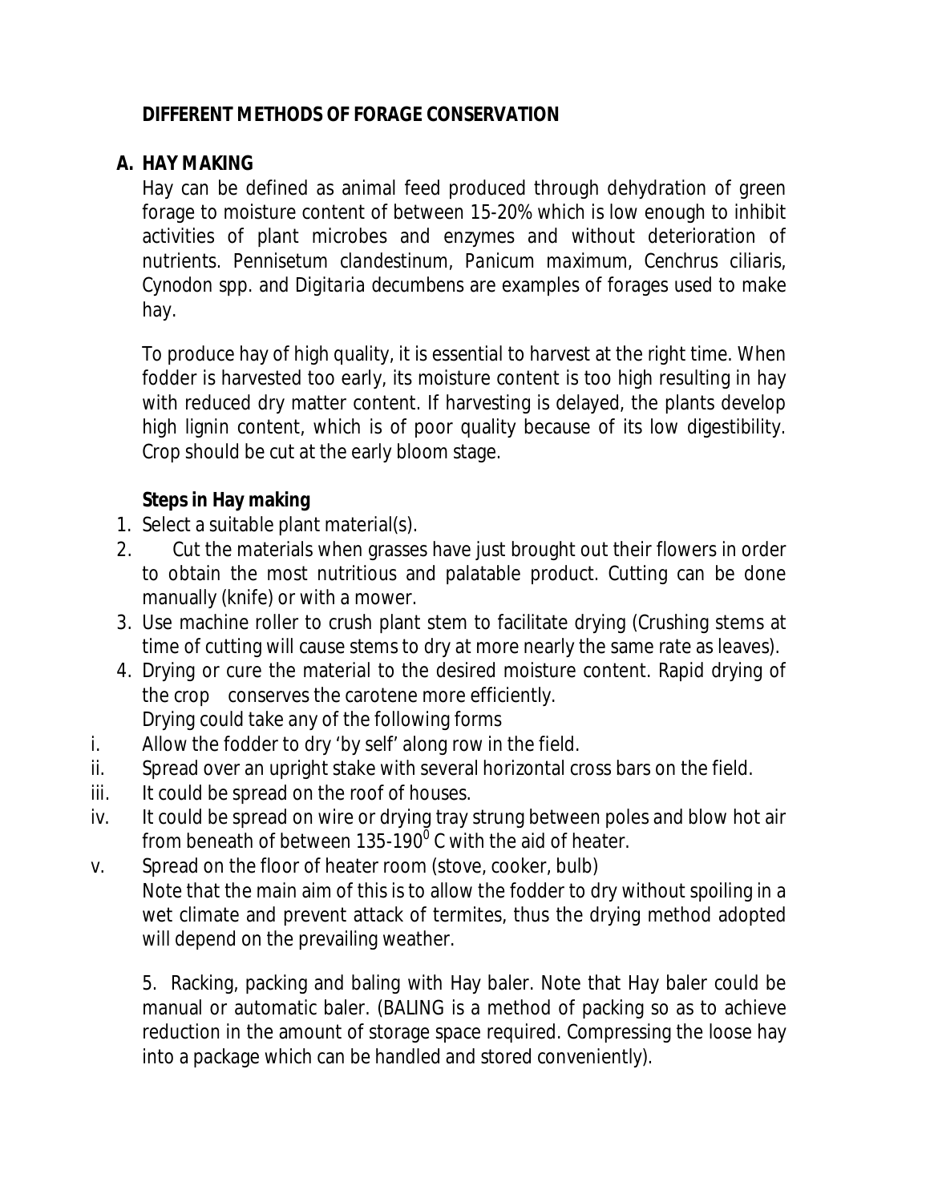## DIFFERENT METHODS OF FORAGE CONSERVATION

### A. HAY MAKING

Hay can be defined as animal feed produced through dehydration of green forage to moisture content of between 15-20% which is low enough to inhibit activities of plant microbes and enzymes and without deterioration of nutrients. *Pennisetum clandestinum*, *Panicum maximum*, *Cenchrus ciliaris*, *Cynodon* spp. and *Digitaria decumbens* are examples of forages used to make hay.

To produce hay of high quality, it is essential to harvest at the right time. When fodder is harvested too early, its moisture content is too high resulting in hay with reduced dry matter content. If harvesting is delayed, the plants develop high lignin content, which is of poor quality because of its low digestibility. Crop should be cut at the early bloom stage.

**Steps in Hay making**

1. Select a suitable plant material(s).
2. Cut the materials when grasses have just brought out their flowers in order to obtain the most nutritious and palatable product. Cutting can be done manually (knife) or with a mower.
3. Use machine roller to crush plant stem to facilitate drying (Crushing stems at time of cutting will cause stems to dry at more nearly the same rate as leaves).
4. Drying or cure the material to the desired moisture content. Rapid drying of the crop conserves the carotene more efficiently.
   Drying could take any of the following forms

   i. Allow the fodder to dry 'by self' along row in the field.
   ii. Spread over an upright stake with several horizontal cross bars on the field.
   iii. It could be spread on the roof of houses.
   iv. It could be spread on wire or drying tray strung between poles and blow hot air from beneath of between 135-190$^0$ C with the aid of heater.
   v. Spread on the floor of heater room (stove, cooker, bulb)

   Note that the main aim of this is to allow the fodder to dry without spoiling in a wet climate and prevent attack of termites, thus the drying method adopted will depend on the prevailing weather.

5. Racking, packing and baling with Hay baler. Note that Hay baler could be manual or automatic baler. (BALING is a method of packing so as to achieve reduction in the amount of storage space required. Compressing the loose hay into a package which can be handled and stored conveniently).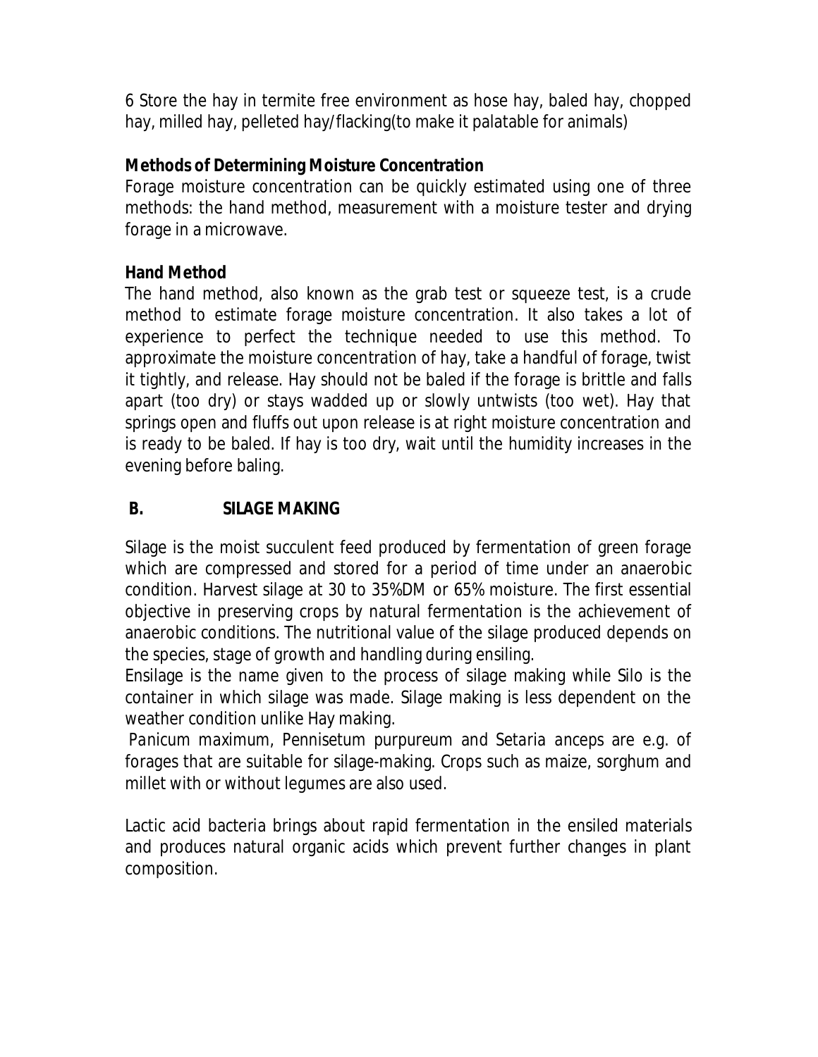6 Store the hay in termite free environment as hose hay, baled hay, chopped hay, milled hay, pelleted hay/flacking(to make it palatable for animals)

**Methods of Determining Moisture Concentration**

Forage moisture concentration can be quickly estimated using one of three methods: the hand method, measurement with a moisture tester and drying forage in a microwave.

**Hand Method**

The hand method, also known as the grab test or squeeze test, is a crude method to estimate forage moisture concentration. It also takes a lot of experience to perfect the technique needed to use this method. To approximate the moisture concentration of hay, take a handful of forage, twist it tightly, and release. Hay should not be baled if the forage is brittle and falls apart (too dry) or stays wadded up or slowly untwists (too wet). Hay that springs open and fluffs out upon release is at right moisture concentration and is ready to be baled. If hay is too dry, wait until the humidity increases in the evening before baling.

## B. SILAGE MAKING

Silage is the moist succulent feed produced by fermentation of green forage which are compressed and stored for a period of time under an anaerobic condition. Harvest silage at 30 to 35%DM or 65% moisture. The first essential objective in preserving crops by natural fermentation is the achievement of anaerobic conditions. The nutritional value of the silage produced depends on the species, stage of growth and handling during ensiling.

Ensilage is the name given to the process of silage making while Silo is the container in which silage was made. Silage making is less dependent on the weather condition unlike Hay making.

*Panicum maximum*, *Pennisetum purpureum* and *Setaria anceps* are e.g. of forages that are suitable for silage-making. Crops such as maize, sorghum and millet with or without legumes are also used.

Lactic acid bacteria brings about rapid fermentation in the ensiled materials and produces natural organic acids which prevent further changes in plant composition.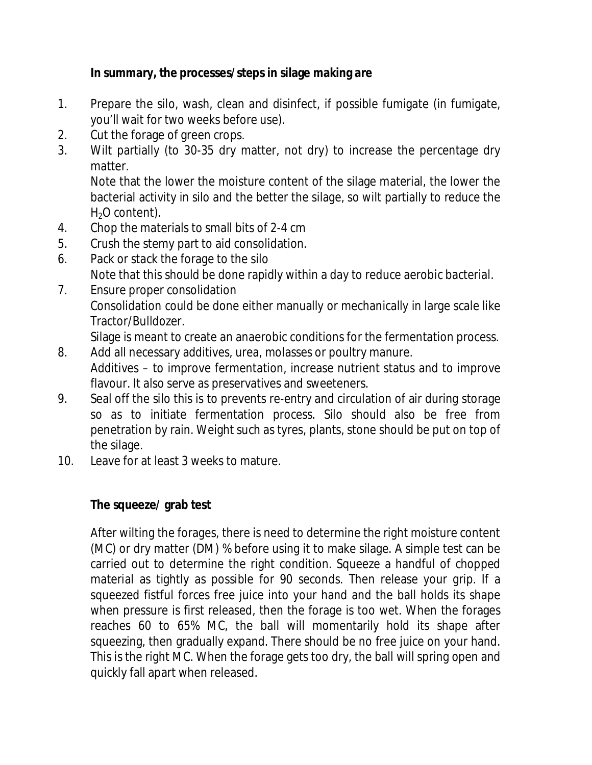**In summary, the processes/steps in silage making are**

1. Prepare the silo, wash, clean and disinfect, if possible fumigate (in fumigate, you'll wait for two weeks before use).
2. Cut the forage of green crops.
3. Wilt partially (to 30-35 dry matter, not dry) to increase the percentage dry matter.
   Note that the lower the moisture content of the silage material, the lower the bacterial activity in silo and the better the silage, so wilt partially to reduce the $H_2O$ content).
4. Chop the materials to small bits of 2-4 cm
5. Crush the stemy part to aid consolidation.
6. Pack or stack the forage to the silo
   Note that this should be done rapidly within a day to reduce aerobic bacterial.
7. Ensure proper consolidation
   Consolidation could be done either manually or mechanically in large scale like Tractor/Bulldozer.
   Silage is meant to create an anaerobic conditions for the fermentation process.
8. Add all necessary additives, urea, molasses or poultry manure.
   Additives – to improve fermentation, increase nutrient status and to improve flavour. It also serve as preservatives and sweeteners.
9. Seal off the silo this is to prevents re-entry and circulation of air during storage so as to initiate fermentation process. Silo should also be free from penetration by rain. Weight such as tyres, plants, stone should be put on top of the silage.
10. Leave for at least 3 weeks to mature.

**The squeeze/ grab test**

After wilting the forages, there is need to determine the right moisture content (MC) or dry matter (DM) % before using it to make silage. A simple test can be carried out to determine the right condition. Squeeze a handful of chopped material as tightly as possible for 90 seconds. Then release your grip. If a squeezed fistful forces free juice into your hand and the ball holds its shape when pressure is first released, then the forage is too wet. When the forages reaches 60 to 65% MC, the ball will momentarily hold its shape after squeezing, then gradually expand. There should be no free juice on your hand. This is the right MC. When the forage gets too dry, the ball will spring open and quickly fall apart when released.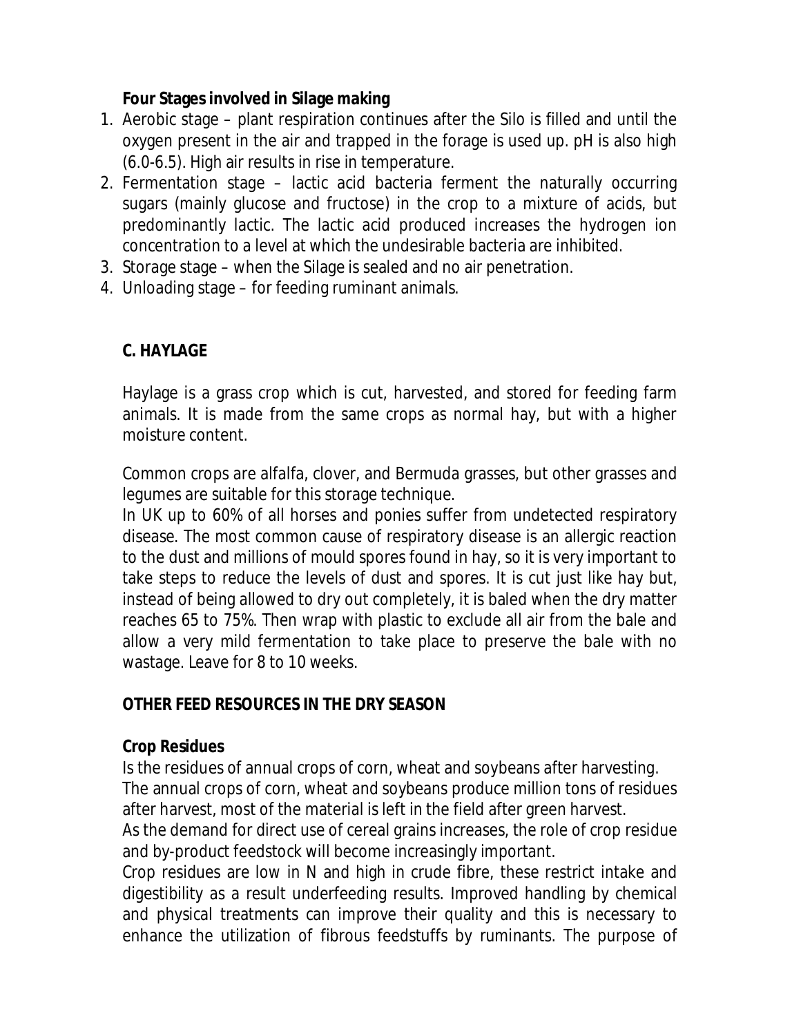**Four Stages involved in Silage making**

1. Aerobic stage – plant respiration continues after the Silo is filled and until the oxygen present in the air and trapped in the forage is used up. pH is also high (6.0-6.5). High air results in rise in temperature.
2. Fermentation stage – lactic acid bacteria ferment the naturally occurring sugars (mainly glucose and fructose) in the crop to a mixture of acids, but predominantly lactic. The lactic acid produced increases the hydrogen ion concentration to a level at which the undesirable bacteria are inhibited.
3. Storage stage – when the Silage is sealed and no air penetration.
4. Unloading stage – for feeding ruminant animals.

## C. HAYLAGE

Haylage is a grass crop which is cut, harvested, and stored for feeding farm animals. It is made from the same crops as normal hay, but with a higher moisture content.

Common crops are alfalfa, clover, and Bermuda grasses, but other grasses and legumes are suitable for this storage technique.

In UK up to 60% of all horses and ponies suffer from undetected respiratory disease. The most common cause of respiratory disease is an allergic reaction to the dust and millions of mould spores found in hay, so it is very important to take steps to reduce the levels of dust and spores. It is cut just like hay but, instead of being allowed to dry out completely, it is baled when the dry matter reaches 65 to 75%. Then wrap with plastic to exclude all air from the bale and allow a very mild fermentation to take place to preserve the bale with no wastage. Leave for 8 to 10 weeks.

## OTHER FEED RESOURCES IN THE DRY SEASON

**Crop Residues**

Is the residues of annual crops of corn, wheat and soybeans after harvesting.

The annual crops of corn, wheat and soybeans produce million tons of residues after harvest, most of the material is left in the field after green harvest.

As the demand for direct use of cereal grains increases, the role of crop residue and by-product feedstock will become increasingly important.

Crop residues are low in N and high in crude fibre, these restrict intake and digestibility as a result underfeeding results. Improved handling by chemical and physical treatments can improve their quality and this is necessary to enhance the utilization of fibrous feedstuffs by ruminants. The purpose of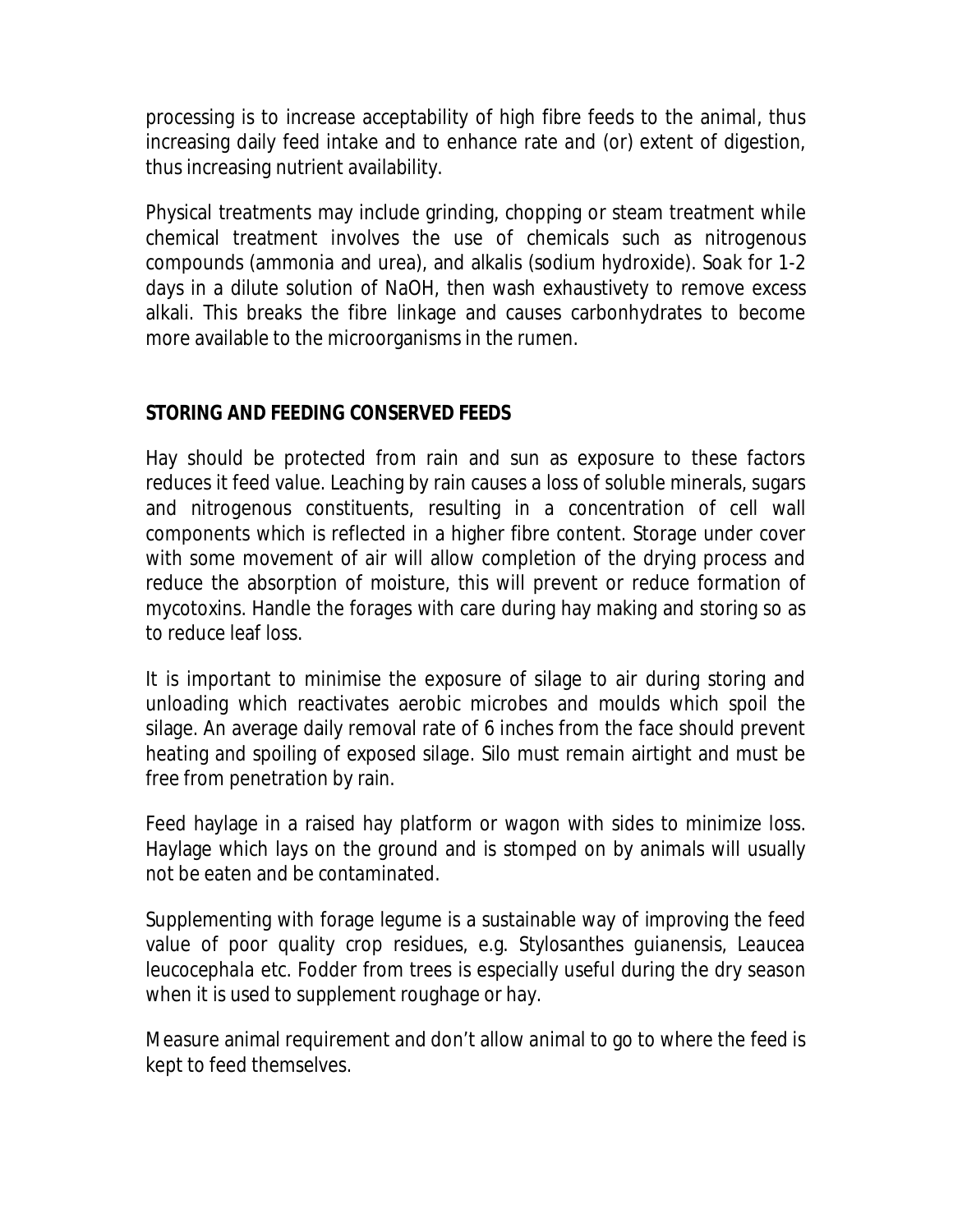processing is to increase acceptability of high fibre feeds to the animal, thus increasing daily feed intake and to enhance rate and (or) extent of digestion, thus increasing nutrient availability.

Physical treatments may include grinding, chopping or steam treatment while chemical treatment involves the use of chemicals such as nitrogenous compounds (ammonia and urea), and alkalis (sodium hydroxide). Soak for 1-2 days in a dilute solution of NaOH, then wash exhaustivety to remove excess alkali. This breaks the fibre linkage and causes carbonhydrates to become more available to the microorganisms in the rumen.

## STORING AND FEEDING CONSERVED FEEDS

Hay should be protected from rain and sun as exposure to these factors reduces it feed value. Leaching by rain causes a loss of soluble minerals, sugars and nitrogenous constituents, resulting in a concentration of cell wall components which is reflected in a higher fibre content. Storage under cover with some movement of air will allow completion of the drying process and reduce the absorption of moisture, this will prevent or reduce formation of mycotoxins. Handle the forages with care during hay making and storing so as to reduce leaf loss.

It is important to minimise the exposure of silage to air during storing and unloading which reactivates aerobic microbes and moulds which spoil the silage. An average daily removal rate of 6 inches from the face should prevent heating and spoiling of exposed silage. Silo must remain airtight and must be free from penetration by rain.

Feed haylage in a raised hay platform or wagon with sides to minimize loss. Haylage which lays on the ground and is stomped on by animals will usually not be eaten and be contaminated.

Supplementing with forage legume is a sustainable way of improving the feed value of poor quality crop residues, e.g. *Stylosanthes guianensis, Leaucea leucocephala* etc. Fodder from trees is especially useful during the dry season when it is used to supplement roughage or hay.

Measure animal requirement and don't allow animal to go to where the feed is kept to feed themselves.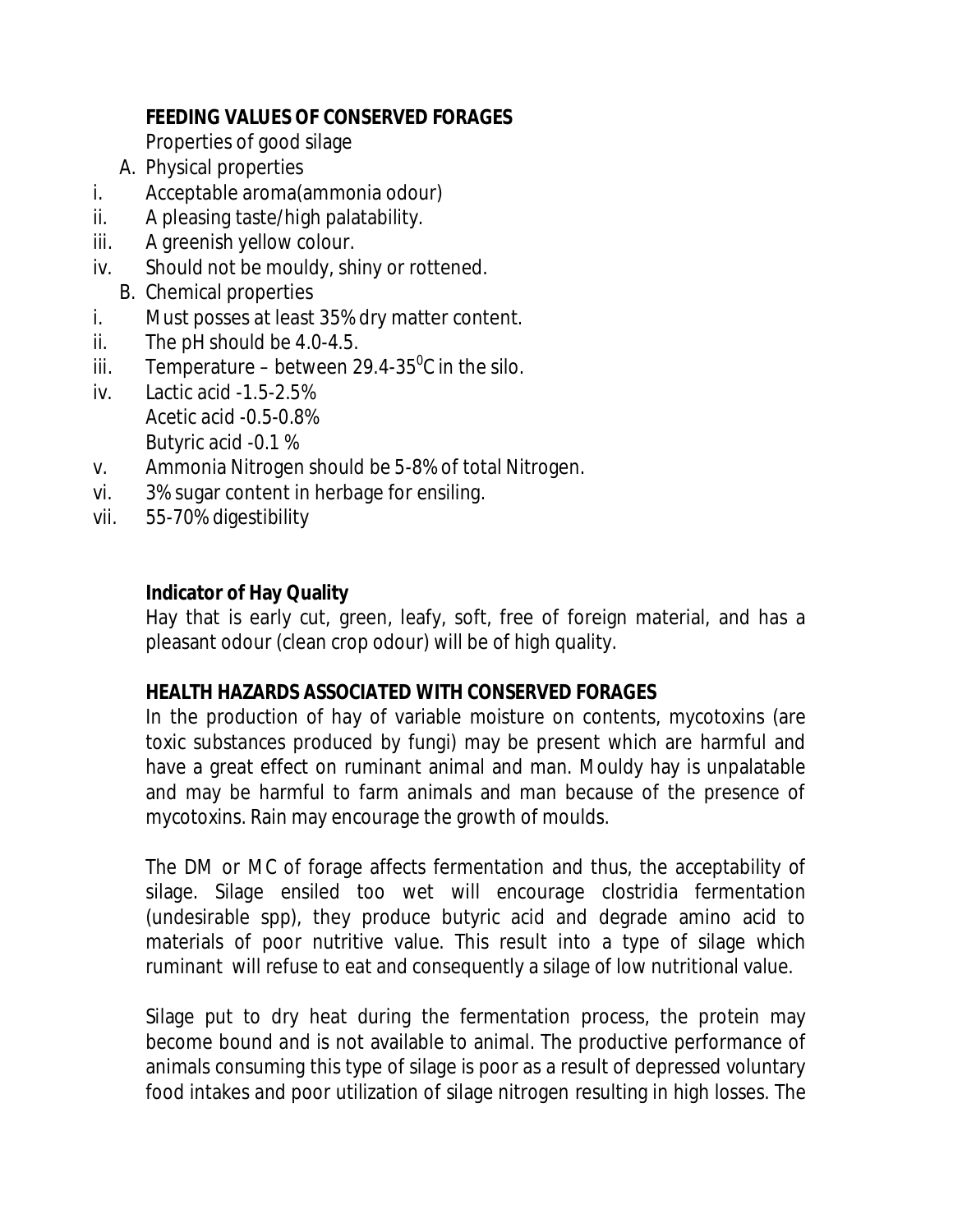## FEEDING VALUES OF CONSERVED FORAGES

Properties of good silage

A. Physical properties

i. Acceptable aroma(ammonia odour)
ii. A pleasing taste/high palatability.
iii. A greenish yellow colour.
iv. Should not be mouldy, shiny or rottened.

B. Chemical properties

i. Must posses at least 35% dry matter content.
ii. The pH should be 4.0-4.5.
iii. Temperature – between 29.4-35$^0$C in the silo.
iv. Lactic acid -1.5-2.5%
   Acetic acid -0.5-0.8%
   Butyric acid -0.1 %
v. Ammonia Nitrogen should be 5-8% of total Nitrogen.
vi. 3% sugar content in herbage for ensiling.
vii. 55-70% digestibility

### Indicator of Hay Quality

Hay that is early cut, green, leafy, soft, free of foreign material, and has a pleasant odour (clean crop odour) will be of high quality.

## HEALTH HAZARDS ASSOCIATED WITH CONSERVED FORAGES

In the production of hay of variable moisture on contents, mycotoxins (are toxic substances produced by fungi) may be present which are harmful and have a great effect on ruminant animal and man. Mouldy hay is unpalatable and may be harmful to farm animals and man because of the presence of mycotoxins. Rain may encourage the growth of moulds.

The DM or MC of forage affects fermentation and thus, the acceptability of silage. Silage ensiled too wet will encourage clostridia fermentation (undesirable spp), they produce butyric acid and degrade amino acid to materials of poor nutritive value. This result into a type of silage which ruminant will refuse to eat and consequently a silage of low nutritional value.

Silage put to dry heat during the fermentation process, the protein may become bound and is not available to animal. The productive performance of animals consuming this type of silage is poor as a result of depressed voluntary food intakes and poor utilization of silage nitrogen resulting in high losses. The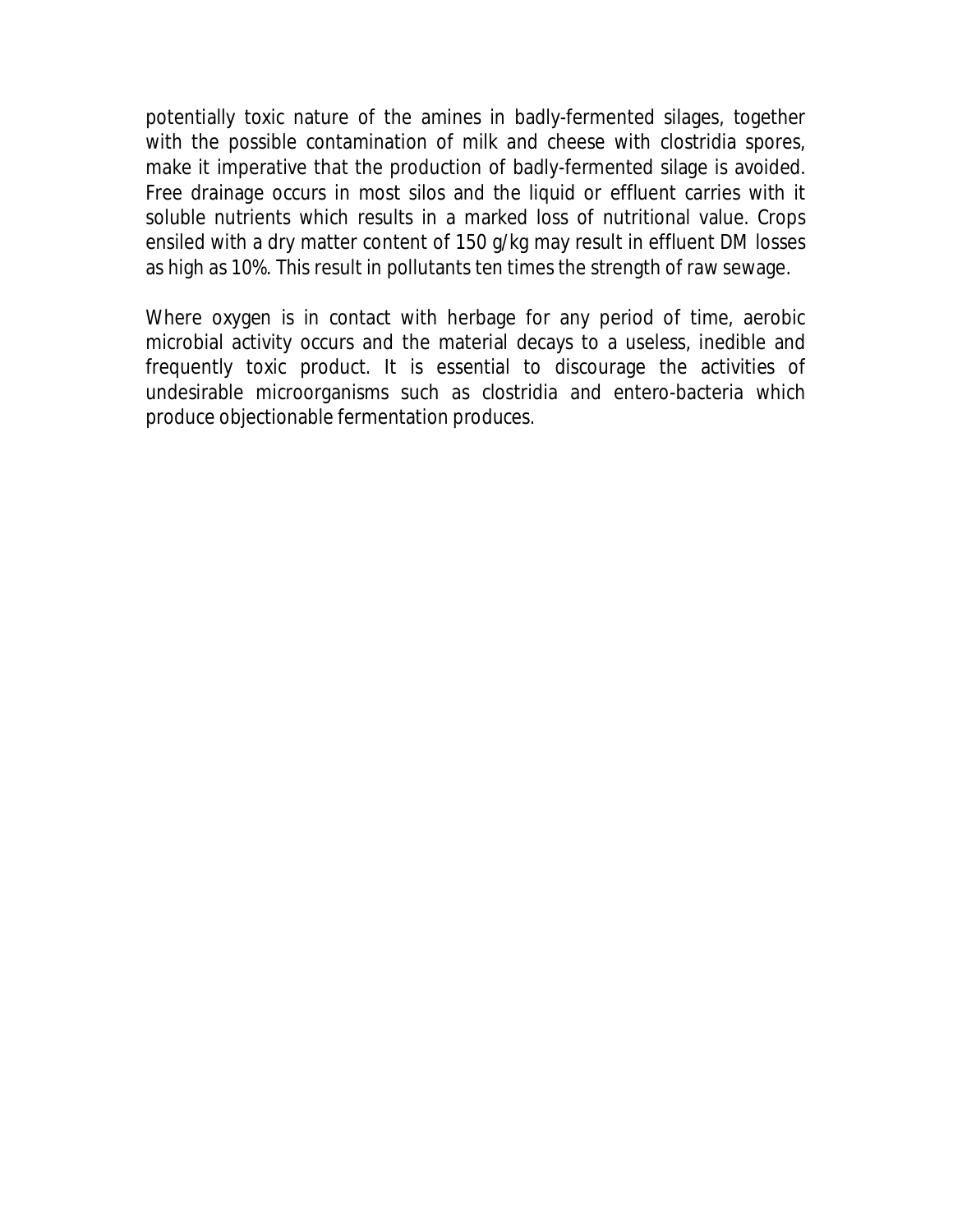potentially toxic nature of the amines in badly-fermented silages, together with the possible contamination of milk and cheese with clostridia spores, make it imperative that the production of badly-fermented silage is avoided. Free drainage occurs in most silos and the liquid or effluent carries with it soluble nutrients which results in a marked loss of nutritional value. Crops ensiled with a dry matter content of 150 g/kg may result in effluent DM losses as high as 10%. This result in pollutants ten times the strength of raw sewage.

Where oxygen is in contact with herbage for any period of time, aerobic microbial activity occurs and the material decays to a useless, inedible and frequently toxic product. It is essential to discourage the activities of undesirable microorganisms such as clostridia and entero-bacteria which produce objectionable fermentation produces.